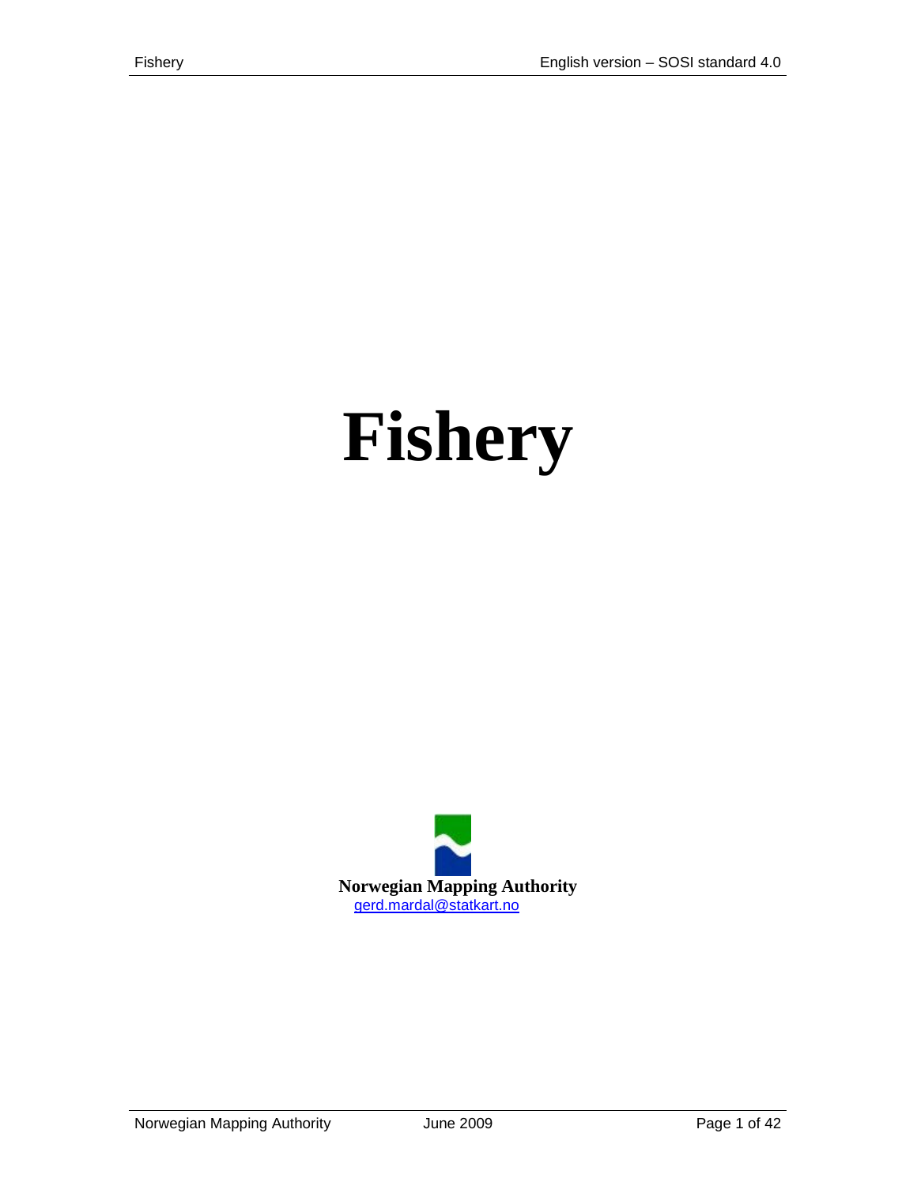# Fishery

**Norwegian Mapping Authority**

gerd.mardal@statkart.no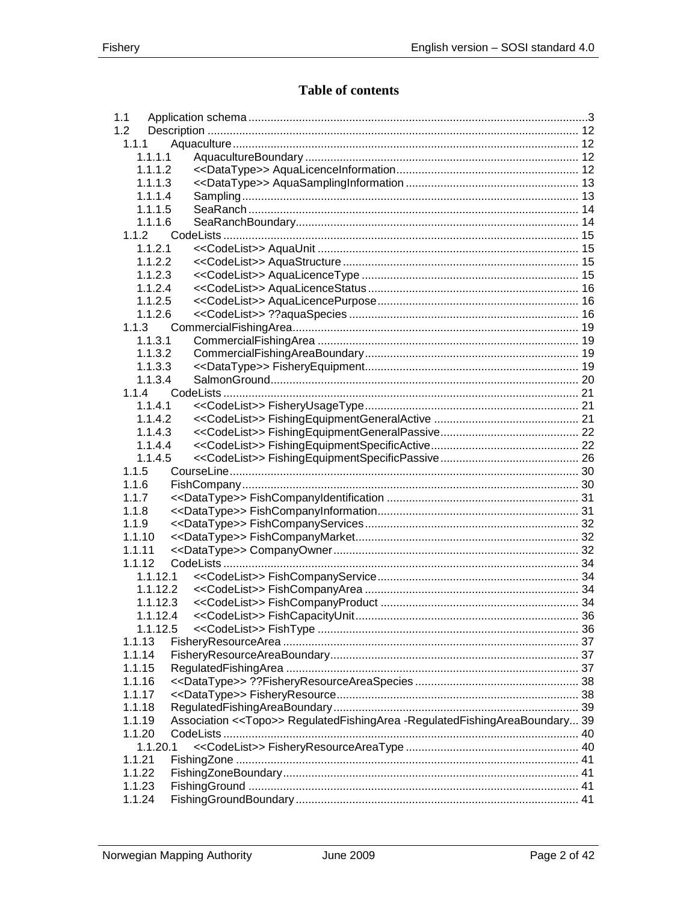# Table of contents

- 1.1 Application schema ... 3
- 1.2 Description ... 12
  - 1.1.1 Aquaculture ... 12
    - 1.1.1.1 AquacultureBoundary ... 12
    - 1.1.1.2 <<DataType>> AquaLicenceInformation ... 12
    - 1.1.1.3 <<DataType>> AquaSamplingInformation ... 13
    - 1.1.1.4 Sampling ... 13
    - 1.1.1.5 SeaRanch ... 14
    - 1.1.1.6 SeaRanchBoundary ... 14
  - 1.1.2 CodeLists ... 15
    - 1.1.2.1 <<CodeList>> AquaUnit ... 15
    - 1.1.2.2 <<CodeList>> AquaStructure ... 15
    - 1.1.2.3 <<CodeList>> AquaLicenceType ... 15
    - 1.1.2.4 <<CodeList>> AquaLicenceStatus ... 16
    - 1.1.2.5 <<CodeList>> AquaLicencePurpose ... 16
    - 1.1.2.6 <<CodeList>> ??aquaSpecies ... 16
  - 1.1.3 CommercialFishingArea ... 19
    - 1.1.3.1 CommercialFishingArea ... 19
    - 1.1.3.2 CommercialFishingAreaBoundary ... 19
    - 1.1.3.3 <<DataType>> FisheryEquipment ... 19
    - 1.1.3.4 SalmonGround ... 20
  - 1.1.4 CodeLists ... 21
    - 1.1.4.1 <<CodeList>> FisheryUsageType ... 21
    - 1.1.4.2 <<CodeList>> FishingEquipmentGeneralActive ... 21
    - 1.1.4.3 <<CodeList>> FishingEquipmentGeneralPassive ... 22
    - 1.1.4.4 <<CodeList>> FishingEquipmentSpecificActive ... 22
    - 1.1.4.5 <<CodeList>> FishingEquipmentSpecificPassive ... 26
  - 1.1.5 CourseLine ... 30
  - 1.1.6 FishCompany ... 30
  - 1.1.7 <<DataType>> FishCompanyIdentification ... 31
  - 1.1.8 <<DataType>> FishCompanyInformation ... 31
  - 1.1.9 <<DataType>> FishCompanyServices ... 32
  - 1.1.10 <<DataType>> FishCompanyMarket ... 32
  - 1.1.11 <<DataType>> CompanyOwner ... 32
  - 1.1.12 CodeLists ... 34
    - 1.1.12.1 <<CodeList>> FishCompanyService ... 34
    - 1.1.12.2 <<CodeList>> FishCompanyArea ... 34
    - 1.1.12.3 <<CodeList>> FishCompanyProduct ... 34
    - 1.1.12.4 <<CodeList>> FishCapacityUnit ... 36
    - 1.1.12.5 <<CodeList>> FishType ... 36
  - 1.1.13 FisheryResourceArea ... 37
  - 1.1.14 FisheryResourceAreaBoundary ... 37
  - 1.1.15 RegulatedFishingArea ... 37
  - 1.1.16 <<DataType>> ??FisheryResourceAreaSpecies ... 38
  - 1.1.17 <<DataType>> FisheryResource ... 38
  - 1.1.18 RegulatedFishingAreaBoundary ... 39
  - 1.1.19 Association <<Topo>> RegulatedFishingArea -RegulatedFishingAreaBoundary ... 39
  - 1.1.20 CodeLists ... 40
    - 1.1.20.1 <<CodeList>> FisheryResourceAreaType ... 40
  - 1.1.21 FishingZone ... 41
  - 1.1.22 FishingZoneBoundary ... 41
  - 1.1.23 FishingGround ... 41
  - 1.1.24 FishingGroundBoundary ... 41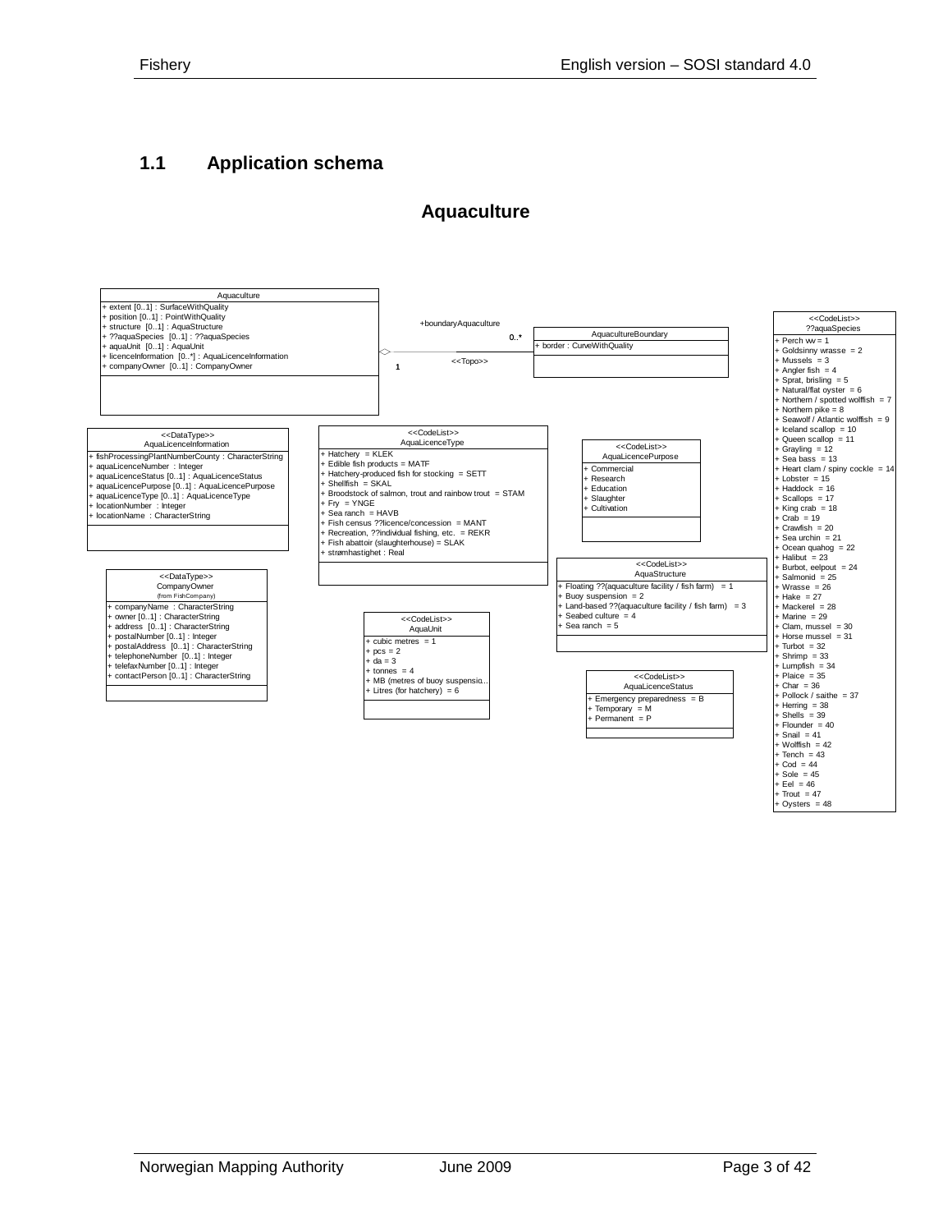## 1.1 Application schema

### Aquaculture

**Aquaculture**
- + extent [0..1] : SurfaceWithQuality
- + position [0..1] : PointWithQuality
- + structure [0..1] : AquaStructure
- + ??aquaSpecies [0..1] : ??aquaSpecies
- + aquaUnit [0..1] : AquaUnit
- + licenceInformation [0..*] : AquaLicenceInformation
- + companyOwner [0..1] : CompanyOwner

+boundaryAquaculture 0..* — <<Topo>> — 1

**AquacultureBoundary**
- + border : CurveWithQuality

**<<DataType>> AquaLicenceInformation**
- + fishProcessingPlantNumberCounty : CharacterString
- + aquaLicenceNumber : Integer
- + aquaLicenceStatus [0..1] : AquaLicenceStatus
- + aquaLicencePurpose [0..1] : AquaLicencePurpose
- + aquaLicenceType [0..1] : AquaLicenceType
- + locationNumber : Integer
- + locationName : CharacterString

**<<CodeList>> AquaLicenceType**
- + Hatchery = KLEK
- + Edible fish products = MATF
- + Hatchery-produced fish for stocking = SETT
- + Shellfish = SKAL
- + Broodstock of salmon, trout and rainbow trout = STAM
- + Fry = YNGE
- + Sea ranch = HAVB
- + Fish census ??licence/concession = MANT
- + Recreation, ??individual fishing, etc. = REKR
- + Fish abattoir (slaughterhouse) = SLAK
- + strømhastighet : Real

**<<CodeList>> AquaLicencePurpose**
- + Commercial
- + Research
- + Education
- + Slaughter
- + Cultivation

**<<CodeList>> AquaStructure**
- + Floating ??(aquaculture facility / fish farm) = 1
- + Buoy suspension = 2
- + Land-based ??(aquaculture facility / fish farm) = 3
- + Seabed culture = 4
- + Sea ranch = 5

**<<DataType>> CompanyOwner** (from FishCompany)
- + companyName : CharacterString
- + owner [0..1] : CharacterString
- + address [0..1] : CharacterString
- + postalNumber [0..1] : Integer
- + postalAddress [0..1] : CharacterString
- + telephoneNumber [0..1] : Integer
- + telefaxNumber [0..1] : Integer
- + contactPerson [0..1] : CharacterString

**<<CodeList>> AquaUnit**
- + cubic metres = 1
- + pcs = 2
- + da = 3
- + tonnes = 4
- + MB (metres of buoy suspensio...
- + Litres (for hatchery) = 6

**<<CodeList>> AquaLicenceStatus**
- + Emergency preparedness = B
- + Temporary = M
- + Permanent = P

**<<CodeList>> ??aquaSpecies**
- + Perch ww = 1
- + Goldsinny wrasse = 2
- + Mussels = 3
- + Angler fish = 4
- + Sprat, brisling = 5
- + Natural/flat oyster = 6
- + Northern / spotted wolffish = 7
- + Northern pike = 8
- + Seawolf / Atlantic wolffish = 9
- + Iceland scallop = 10
- + Queen scallop = 11
- + Grayling = 12
- + Sea bass = 13
- + Heart clam / spiny cockle = 14
- + Lobster = 15
- + Haddock = 16
- + Scallops = 17
- + King crab = 18
- + Crab = 19
- + Crawfish = 20
- + Sea urchin = 21
- + Ocean quahog = 22
- + Halibut = 23
- + Burbot, eelpout = 24
- + Salmonid = 25
- + Wrasse = 26
- + Hake = 27
- + Mackerel = 28
- + Marine = 29
- + Clam, mussel = 30
- + Horse mussel = 31
- + Turbot = 32
- + Shrimp = 33
- + Lumpfish = 34
- + Plaice = 35
- + Char = 36
- + Pollock / saithe = 37
- + Herring = 38
- + Shells = 39
- + Flounder = 40
- + Snail = 41
- + Wolffish = 42
- + Tench = 43
- + Cod = 44
- + Sole = 45
- + Eel = 46
- + Trout = 47
- + Oysters = 48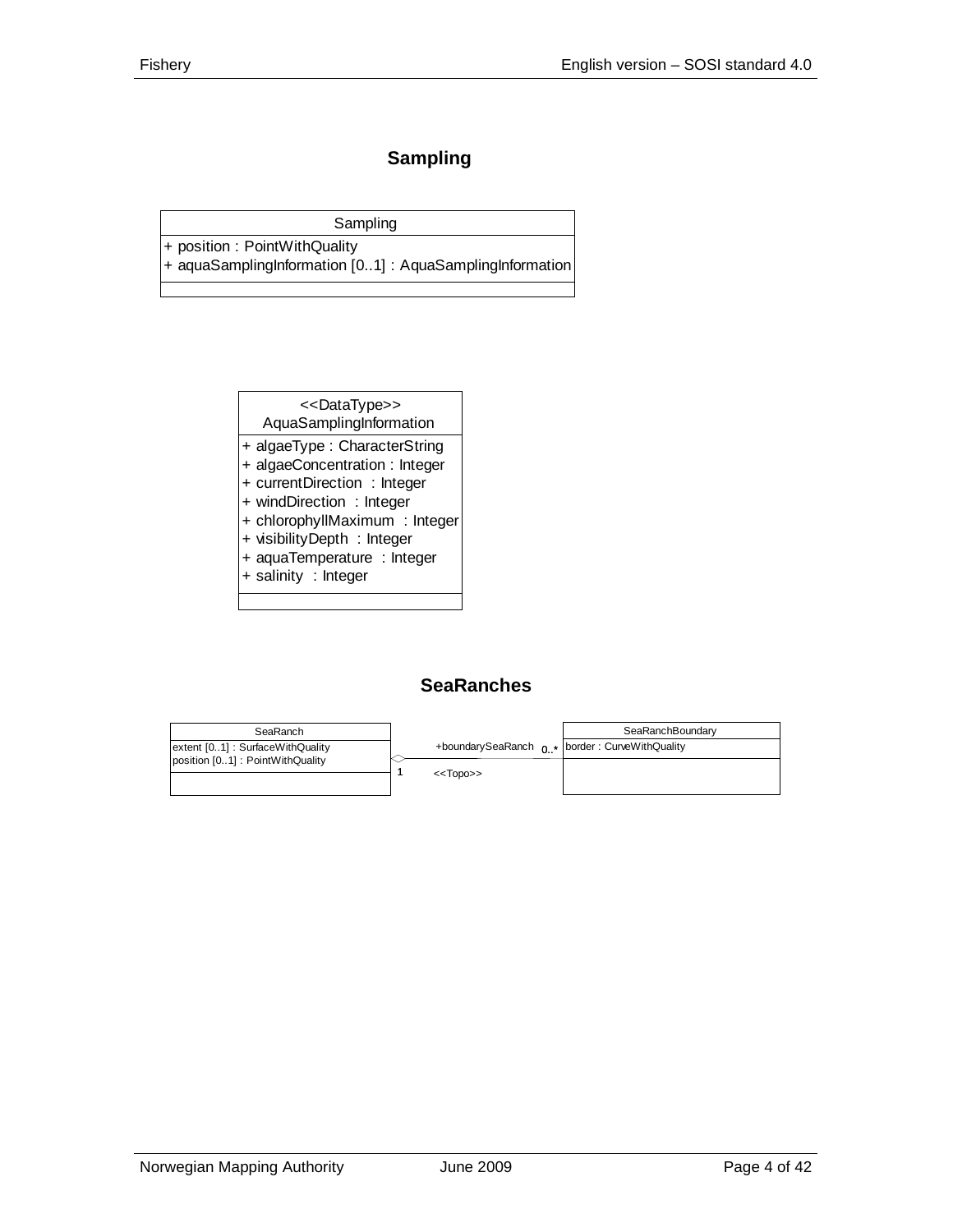## Sampling

| Sampling |
|---|
| + position : PointWithQuality<br>+ aquaSamplingInformation [0..1] : AquaSamplingInformation |
| |

| <<DataType>><br>AquaSamplingInformation |
|---|
| + algaeType : CharacterString<br>+ algaeConcentration : Integer<br>+ currentDirection : Integer<br>+ windDirection : Integer<br>+ chlorophyllMaximum : Integer<br>+ visibilityDepth : Integer<br>+ aquaTemperature : Integer<br>+ salinity : Integer |
| |

## SeaRanches

| SeaRanch |
|---|
| extent [0..1] : SurfaceWithQuality<br>position [0..1] : PointWithQuality |
| |

Association: SeaRanch (1) — <<Topo>> — +boundarySeaRanch (0..*) SeaRanchBoundary

| SeaRanchBoundary |
|---|
| border : CurveWithQuality |
| |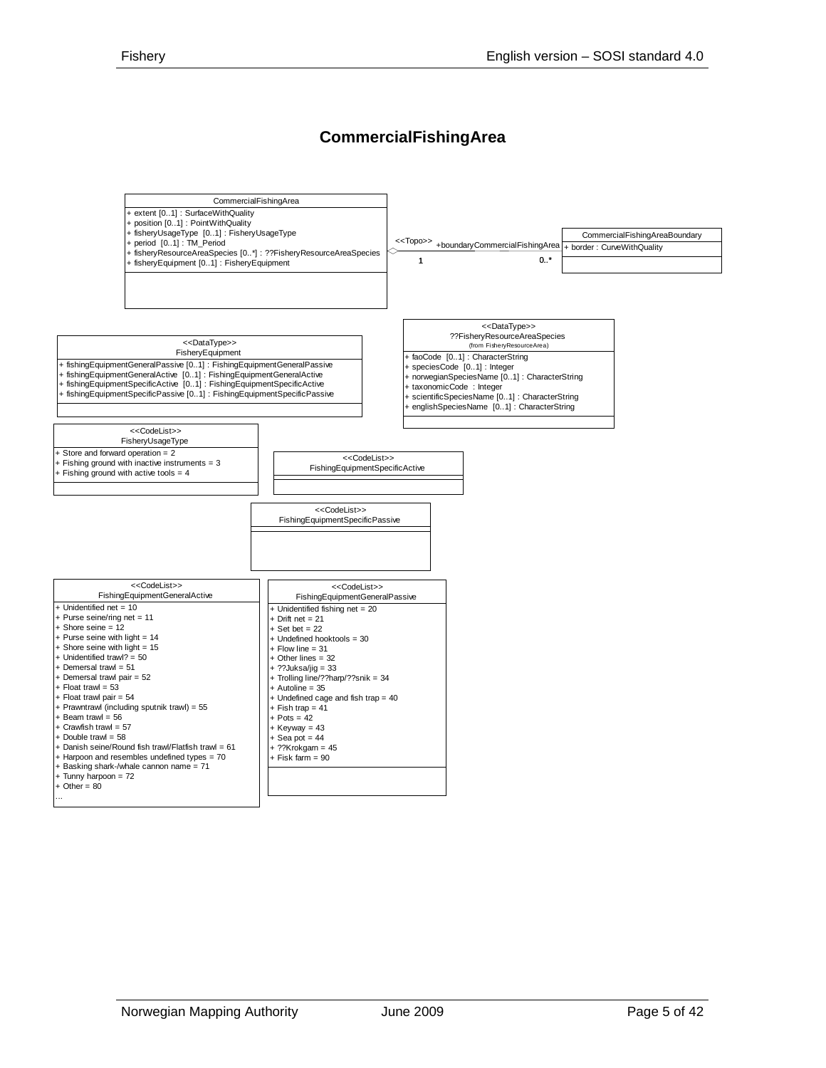# CommercialFishingArea

**CommercialFishingArea**

- + extent [0..1] : SurfaceWithQuality
- + position [0..1] : PointWithQuality
- + fisheryUsageType [0..1] : FisheryUsageType
- + period [0..1] : TM_Period
- + fisheryResourceAreaSpecies [0..*] : ??FisheryResourceAreaSpecies
- + fisheryEquipment [0..1] : FisheryEquipment

<<Topo>> +boundaryCommercialFishingArea (1 — 0..*)

**CommercialFishingAreaBoundary**

- + border : CurveWithQuality

**<<DataType>> FisheryEquipment**

- + fishingEquipmentGeneralPassive [0..1] : FishingEquipmentGeneralPassive
- + fishingEquipmentGeneralActive [0..1] : FishingEquipmentGeneralActive
- + fishingEquipmentSpecificActive [0..1] : FishingEquipmentSpecificActive
- + fishingEquipmentSpecificPassive [0..1] : FishingEquipmentSpecificPassive

**<<DataType>> ??FisheryResourceAreaSpecies** (from FisheryResourceArea)

- + faoCode [0..1] : CharacterString
- + speciesCode [0..1] : Integer
- + norwegianSpeciesName [0..1] : CharacterString
- + taxonomicCode : Integer
- + scientificSpeciesName [0..1] : CharacterString
- + englishSpeciesName [0..1] : CharacterString

**<<CodeList>> FisheryUsageType**

- + Store and forward operation = 2
- + Fishing ground with inactive instruments = 3
- + Fishing ground with active tools = 4

**<<CodeList>> FishingEquipmentSpecificActive**

**<<CodeList>> FishingEquipmentSpecificPassive**

**<<CodeList>> FishingEquipmentGeneralActive**

- + Unidentified net = 10
- + Purse seine/ring net = 11
- + Shore seine = 12
- + Purse seine with light = 14
- + Shore seine with light = 15
- + Unidentified trawl? = 50
- + Demersal trawl = 51
- + Demersal trawl pair = 52
- + Float trawl = 53
- + Float trawl pair = 54
- + Prawntrawl (including sputnik trawl) = 55
- + Beam trawl = 56
- + Crawfish trawl = 57
- + Double trawl = 58
- + Danish seine/Round fish trawl/Flatfish trawl = 61
- + Harpoon and resembles undefined types = 70
- + Basking shark-/whale cannon name = 71
- + Tunny harpoon = 72
- + Other = 80
- ...

**<<CodeList>> FishingEquipmentGeneralPassive**

- + Unidentified fishing net = 20
- + Drift net = 21
- + Set bet = 22
- + Undefined hooktools = 30
- + Flow line = 31
- + Other lines = 32
- + ??Juksa/jig = 33
- + Trolling line/??harp/??snik = 34
- + Autoline = 35
- + Undefined cage and fish trap = 40
- + Fish trap = 41
- + Pots = 42
- + Keyway = 43
- + Sea pot = 44
- + ??Krokgarn = 45
- + Fisk farm = 90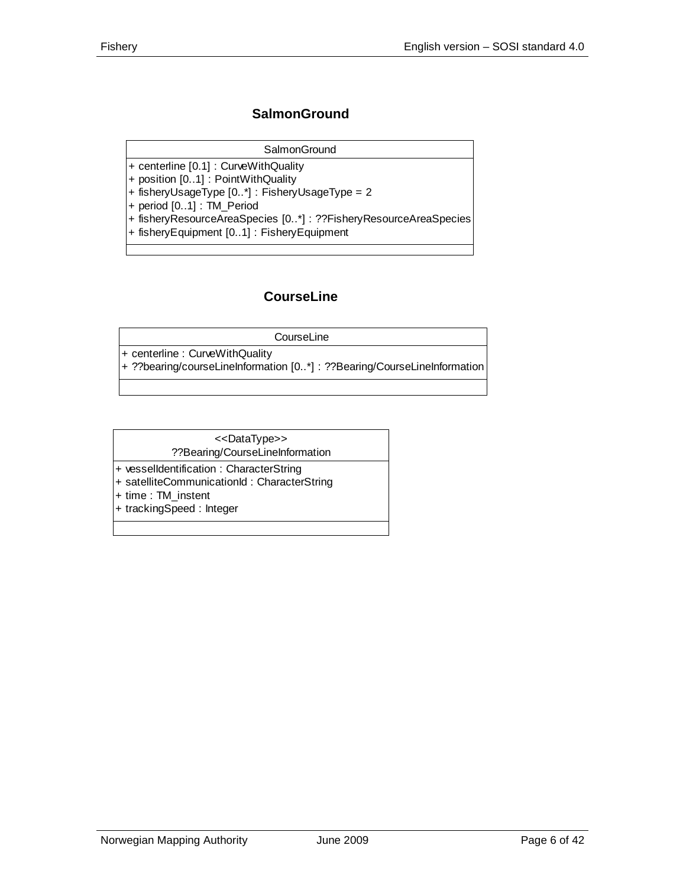## SalmonGround

| SalmonGround |
| --- |
| + centerline [0.1] : CurveWithQuality<br>+ position [0..1] : PointWithQuality<br>+ fisheryUsageType [0..*] : FisheryUsageType = 2<br>+ period [0..1] : TM_Period<br>+ fisheryResourceAreaSpecies [0..*] : ??FisheryResourceAreaSpecies<br>+ fisheryEquipment [0..1] : FisheryEquipment |
| |

## CourseLine

| CourseLine |
| --- |
| + centerline : CurveWithQuality<br>+ ??bearing/courseLineInformation [0..*] : ??Bearing/CourseLineInformation |
| |

| <<DataType>><br>??Bearing/CourseLineInformation |
| --- |
| + vesselIdentification : CharacterString<br>+ satelliteCommunicationId : CharacterString<br>+ time : TM_instent<br>+ trackingSpeed : Integer |
| |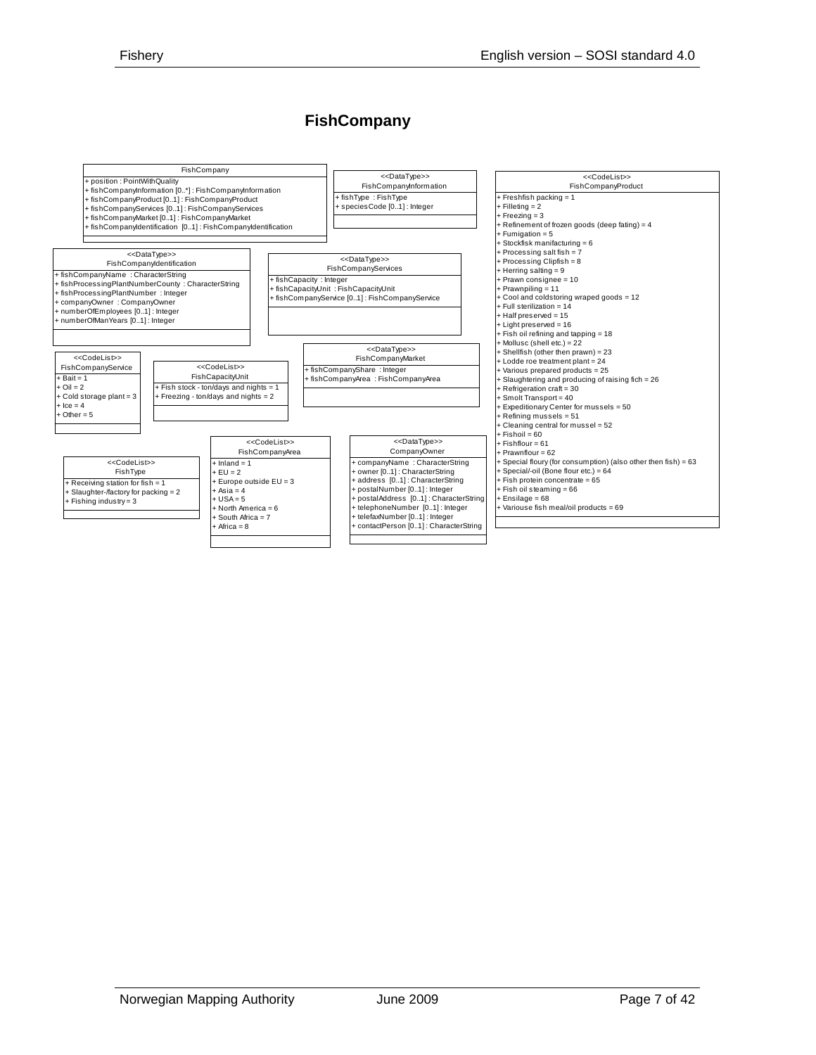## FishCompany

**FishCompany**
- + position : PointWithQuality
- + fishCompanyInformation [0..*] : FishCompanyInformation
- + fishCompanyProduct [0..1] : FishCompanyProduct
- + fishCompanyServices [0..1] : FishCompanyServices
- + fishCompanyMarket [0..1] : FishCompanyMarket
- + fishCompanyIdentification [0..1] : FishCompanyIdentification

**<<DataType>> FishCompanyInformation**
- + fishType : FishType
- + speciesCode [0..1] : Integer

**<<CodeList>> FishCompanyProduct**
- + Freshfish packing = 1
- + Filleting = 2
- + Freezing = 3
- + Refinement of frozen goods (deep fating) = 4
- + Fumigation = 5
- + Stockfisk manifacturing = 6
- + Processing salt fish = 7
- + Processing Clipfish = 8
- + Herring salting = 9
- + Prawn consignee = 10
- + Prawnpiling = 11
- + Cool and coldstoring wraped goods = 12
- + Full sterilization = 14
- + Half preserved = 15
- + Light preserved = 16
- + Fish oil refining and tapping = 18
- + Mollusc (shell etc.) = 22
- + Shellfish (other then prawn) = 23
- + Lodde roe treatment plant = 24
- + Various prepared products = 25
- + Slaughtering and producing of raising fich = 26
- + Refrigeration craft = 30
- + Smolt Transport = 40
- + Expeditionary Center for mussels = 50
- + Refining mussels = 51
- + Cleaning central for mussel = 52
- + Fishoil = 60
- + Fishflour = 61
- + Prawnflour = 62
- + Special floury (for consumption) (also other then fish) = 63
- + Special/-oil (Bone flour etc.) = 64
- + Fish protein concentrate = 65
- + Fish oil steaming = 66
- + Ensilage = 68
- + Variouse fish meal/oil products = 69

**<<DataType>> FishCompanyIdentification**
- + fishCompanyName : CharacterString
- + fishProcessingPlantNumberCounty : CharacterString
- + fishProcessingPlantNumber : Integer
- + companyOwner : CompanyOwner
- + numberOfEmployees [0..1] : Integer
- + numberOfManYears [0..1] : Integer

**<<DataType>> FishCompanyServices**
- + fishCapacity : Integer
- + fishCapacityUnit : FishCapacityUnit
- + fishCompanyService [0..1] : FishCompanyService

**<<DataType>> FishCompanyMarket**
- + fishCompanyShare : Integer
- + fishCompanyArea : FishCompanyArea

**<<CodeList>> FishCompanyService**
- + Bait = 1
- + Oil = 2
- + Cold storage plant = 3
- + Ice = 4
- + Other = 5

**<<CodeList>> FishCapacityUnit**
- + Fish stock - ton/days and nights = 1
- + Freezing - ton/days and nights = 2

**<<CodeList>> FishType**
- + Receiving station for fish = 1
- + Slaughter-/factory for packing = 2
- + Fishing industry = 3

**<<CodeList>> FishCompanyArea**
- + Inland = 1
- + EU = 2
- + Europe outside EU = 3
- + Asia = 4
- + USA = 5
- + North America = 6
- + South Africa = 7
- + Africa = 8

**<<DataType>> CompanyOwner**
- + companyName : CharacterString
- + owner [0..1] : CharacterString
- + address [0..1] : CharacterString
- + postalNumber [0..1] : Integer
- + postalAddress [0..1] : CharacterString
- + telephoneNumber [0..1] : Integer
- + telefaxNumber [0..1] : Integer
- + contactPerson [0..1] : CharacterString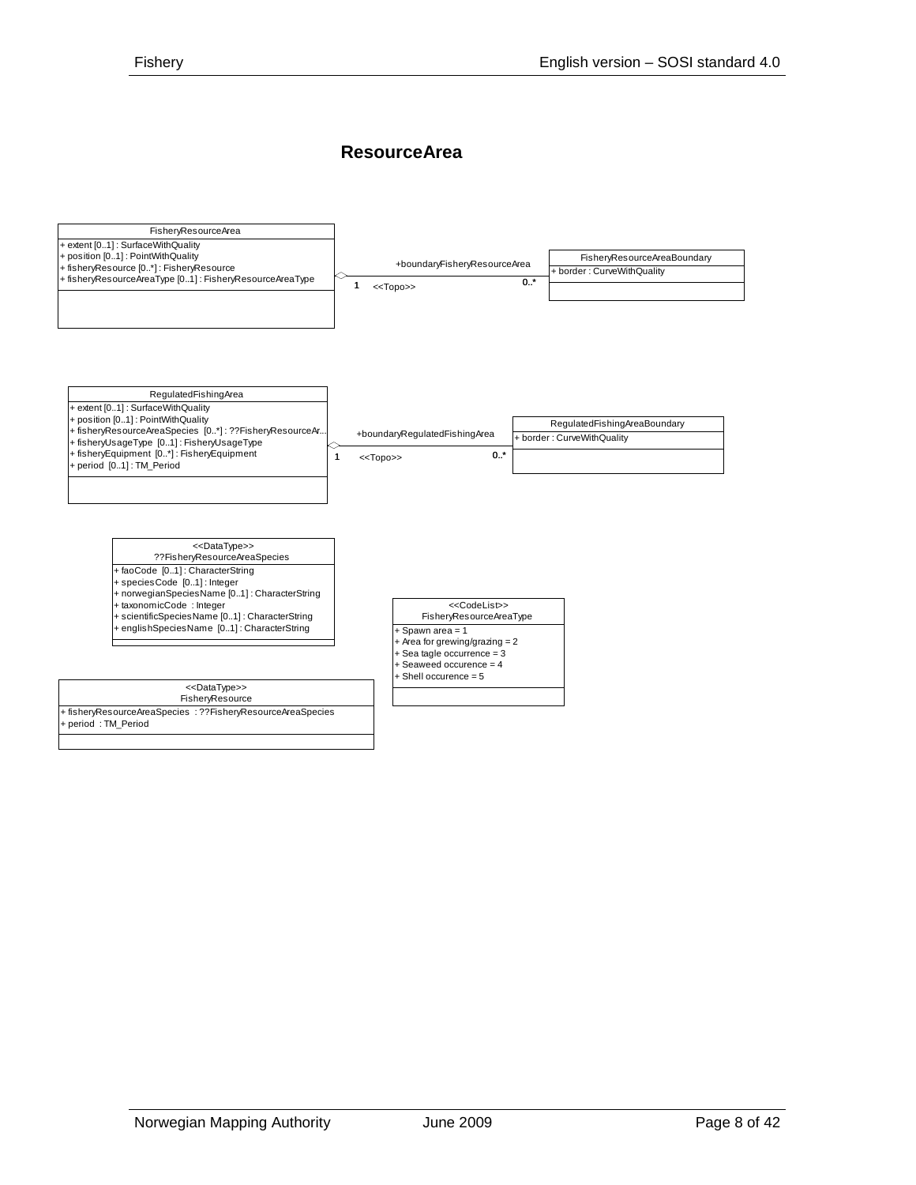## ResourceArea

**FisheryResourceArea**

- + extent [0..1] : SurfaceWithQuality
- + position [0..1] : PointWithQuality
- + fisheryResource [0..*] : FisheryResource
- + fisheryResourceAreaType [0..1] : FisheryResourceAreaType

Association: FisheryResourceArea 1 ◇—— 0..* FisheryResourceAreaBoundary (+boundaryFisheryResourceArea, <<Topo>>)

**FisheryResourceAreaBoundary**

- + border : CurveWithQuality

**RegulatedFishingArea**

- + extent [0..1] : SurfaceWithQuality
- + position [0..1] : PointWithQuality
- + fisheryResourceAreaSpecies [0..*] : ??FisheryResourceAr...
- + fisheryUsageType [0..1] : FisheryUsageType
- + fisheryEquipment [0..*] : FisheryEquipment
- + period [0..1] : TM_Period

Association: RegulatedFishingArea 1 ◇—— 0..* RegulatedFishingAreaBoundary (+boundaryRegulatedFishingArea, <<Topo>>)

**RegulatedFishingAreaBoundary**

- + border : CurveWithQuality

**<<DataType>> ??FisheryResourceAreaSpecies**

- + faoCode [0..1] : CharacterString
- + speciesCode [0..1] : Integer
- + norwegianSpeciesName [0..1] : CharacterString
- + taxonomicCode : Integer
- + scientificSpeciesName [0..1] : CharacterString
- + englishSpeciesName [0..1] : CharacterString

**<<CodeList>> FisheryResourceAreaType**

- + Spawn area = 1
- + Area for grewing/grazing = 2
- + Sea tagle occurrence = 3
- + Seaweed occurence = 4
- + Shell occurence = 5

**<<DataType>> FisheryResource**

- + fisheryResourceAreaSpecies : ??FisheryResourceAreaSpecies
- + period : TM_Period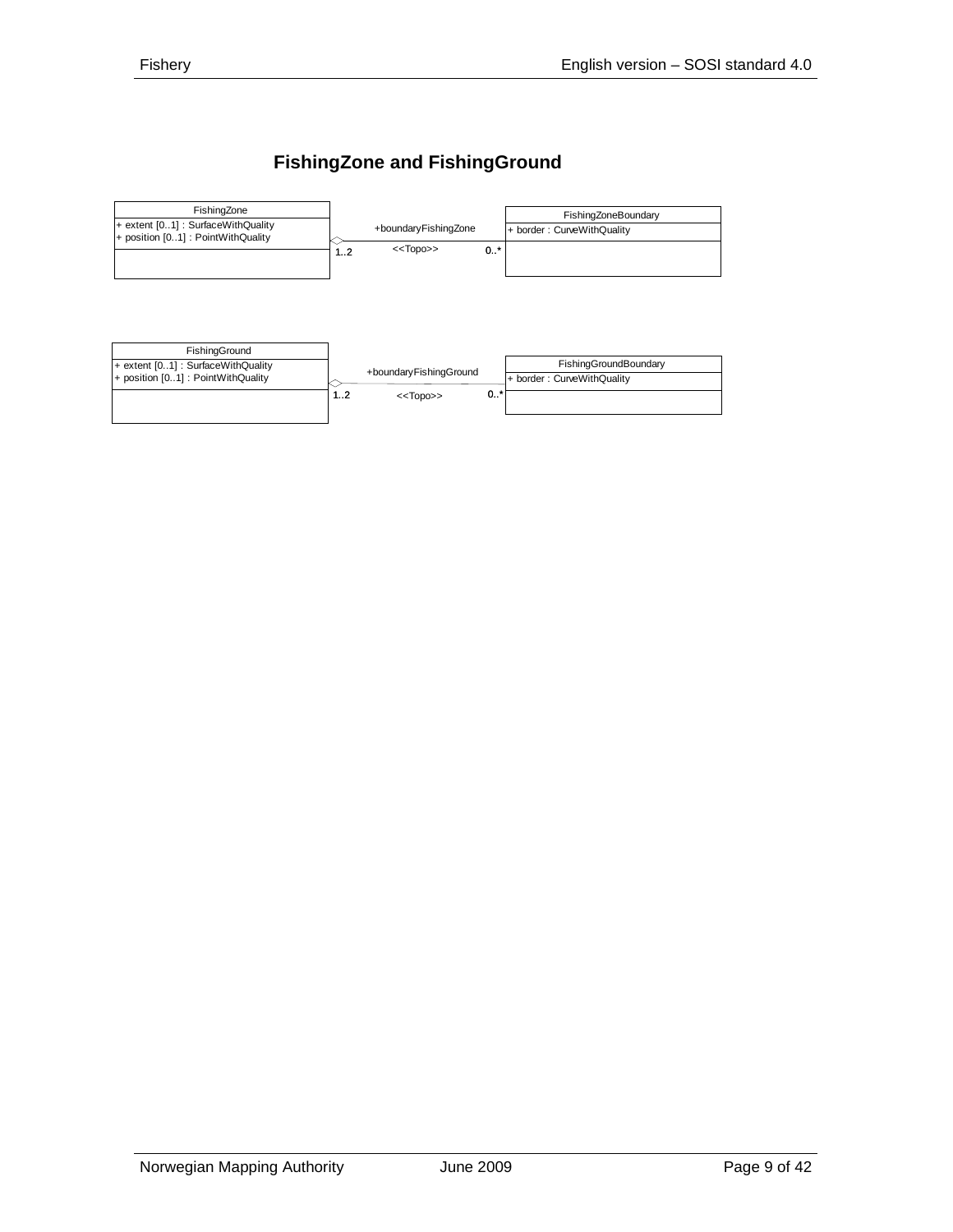## FishingZone and FishingGround

FishingZone
+ extent [0..1] : SurfaceWithQuality
+ position [0..1] : PointWithQuality

+boundaryFishingZone

<<Topo>>

1..2

0..*

FishingZoneBoundary
+ border : CurveWithQuality

FishingGround
+ extent [0..1] : SurfaceWithQuality
+ position [0..1] : PointWithQuality

+boundaryFishingGround

<<Topo>>

1..2

0..*

FishingGroundBoundary
+ border : CurveWithQuality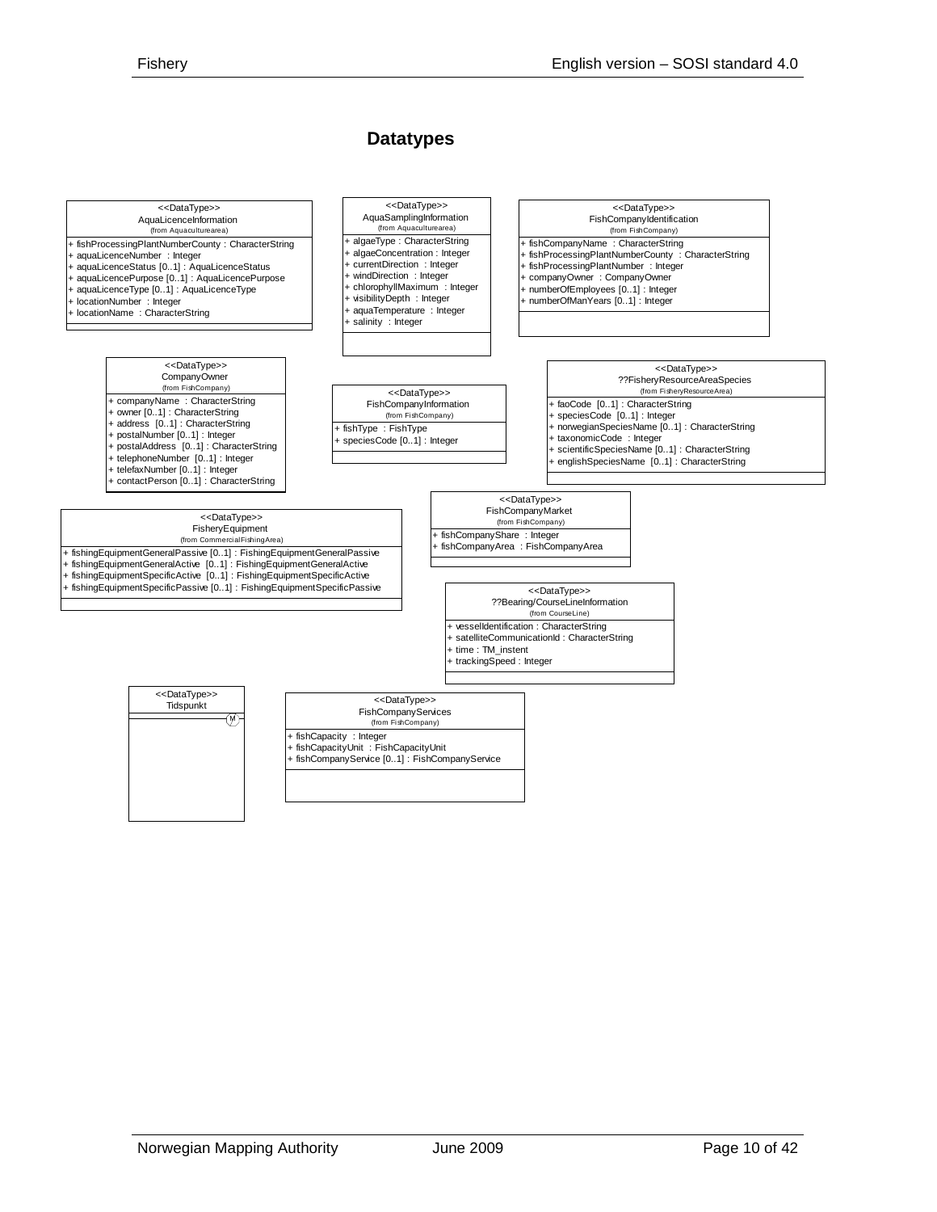## Datatypes

**<<DataType>>**
**AquaLicenceInformation**
(from Aquaculturearea)

- + fishProcessingPlantNumberCounty : CharacterString
- + aquaLicenceNumber : Integer
- + aquaLicenceStatus [0..1] : AquaLicenceStatus
- + aquaLicencePurpose [0..1] : AquaLicencePurpose
- + aquaLicenceType [0..1] : AquaLicenceType
- + locationNumber : Integer
- + locationName : CharacterString

**<<DataType>>**
**AquaSamplingInformation**
(from Aquaculturearea)

- + algaeType : CharacterString
- + algaeConcentration : Integer
- + currentDirection : Integer
- + windDirection : Integer
- + chlorophyllMaximum : Integer
- + visibilityDepth : Integer
- + aquaTemperature : Integer
- + salinity : Integer

**<<DataType>>**
**FishCompanyIdentification**
(from FishCompany)

- + fishCompanyName : CharacterString
- + fishProcessingPlantNumberCounty : CharacterString
- + fishProcessingPlantNumber : Integer
- + companyOwner : CompanyOwner
- + numberOfEmployees [0..1] : Integer
- + numberOfManYears [0..1] : Integer

**<<DataType>>**
**CompanyOwner**
(from FishCompany)

- + companyName : CharacterString
- + owner [0..1] : CharacterString
- + address [0..1] : CharacterString
- + postalNumber [0..1] : Integer
- + postalAddress [0..1] : CharacterString
- + telephoneNumber [0..1] : Integer
- + telefaxNumber [0..1] : Integer
- + contactPerson [0..1] : CharacterString

**<<DataType>>**
**FishCompanyInformation**
(from FishCompany)

- + fishType : FishType
- + speciesCode [0..1] : Integer

**<<DataType>>**
**??FisheryResourceAreaSpecies**
(from FisheryResourceArea)

- + faoCode [0..1] : CharacterString
- + speciesCode [0..1] : Integer
- + norwegianSpeciesName [0..1] : CharacterString
- + taxonomicCode : Integer
- + scientificSpeciesName [0..1] : CharacterString
- + englishSpeciesName [0..1] : CharacterString

**<<DataType>>**
**FisheryEquipment**
(from CommercialFishingArea)

- + fishingEquipmentGeneralPassive [0..1] : FishingEquipmentGeneralPassive
- + fishingEquipmentGeneralActive [0..1] : FishingEquipmentGeneralActive
- + fishingEquipmentSpecificActive [0..1] : FishingEquipmentSpecificActive
- + fishingEquipmentSpecificPassive [0..1] : FishingEquipmentSpecificPassive

**<<DataType>>**
**FishCompanyMarket**
(from FishCompany)

- + fishCompanyShare : Integer
- + fishCompanyArea : FishCompanyArea

**<<DataType>>**
**??Bearing/CourseLineInformation**
(from CourseLine)

- + vesselIdentification : CharacterString
- + satelliteCommunicationId : CharacterString
- + time : TM_instent
- + trackingSpeed : Integer

**<<DataType>>**
**Tidspunkt**

**<<DataType>>**
**FishCompanyServices**
(from FishCompany)

- + fishCapacity : Integer
- + fishCapacityUnit : FishCapacityUnit
- + fishCompanyService [0..1] : FishCompanyService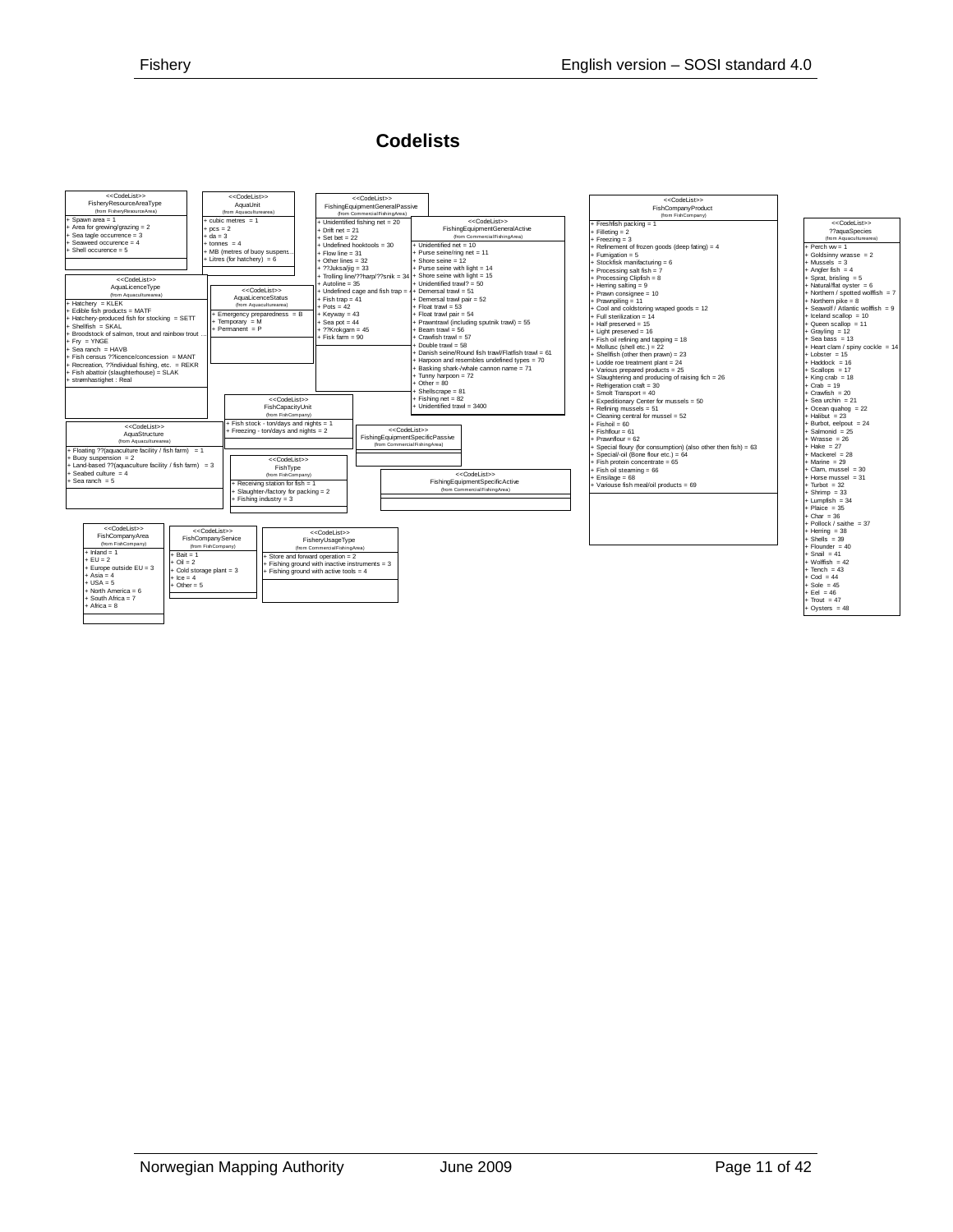# Codelists

**<<CodeList>>**
**FisheryResourceAreaType**
(from FisheryResourceArea)

- \+ Spawn area = 1
- \+ Area for grewing/grazing = 2
- \+ Sea tagle occurrence = 3
- \+ Seaweed occurence = 4
- \+ Shell occurence = 5

**<<CodeList>>**
**AquaUnit**
(from Aquaculturearea)

- \+ cubic metres = 1
- \+ pcs = 2
- \+ da = 3
- \+ tonnes = 4
- \+ MB (metres of buoy suspens...
- \+ Litres (for hatchery) = 6

**<<CodeList>>**
**FishingEquipmentGeneralPassive**
(from CommercialFishingArea)

- \+ Unidentified fishing net = 20
- \+ Drift net = 21
- \+ Set bet = 22
- \+ Undefined hooktools = 30
- \+ Flow line = 31
- \+ Other lines = 32
- \+ ??Juksa/jig = 33
- \+ Trolling line/??harp/??snik = 34
- \+ Autoline = 35
- \+ Undefined cage and fish trap = 4...
- \+ Fish trap = 41
- \+ Pots = 42
- \+ Keyway = 43
- \+ Sea pot = 44
- \+ ??Krokgarn = 45
- \+ Fisk farm = 90

**<<CodeList>>**
**FishingEquipmentGeneralActive**
(from CommercialFishingArea)

- \+ Unidentified net = 10
- \+ Purse seine/ring net = 11
- \+ Shore seine = 12
- \+ Purse seine with light = 14
- \+ Shore seine with light = 15
- \+ Unidentified trawl? = 50
- \+ Demersal trawl = 51
- \+ Demersal trawl pair = 52
- \+ Float trawl = 53
- \+ Float trawl pair = 54
- \+ Prawntrawl (including sputnik trawl) = 55
- \+ Beam trawl = 56
- \+ Crawfish trawl = 57
- \+ Double trawl = 58
- \+ Danish seine/Round fish trawl/Flatfish trawl = 61
- \+ Harpoon and resembles undefined types = 70
- \+ Basking shark-/whale cannon name = 71
- \+ Tunny harpoon = 72
- \+ Other = 80
- \+ Shellscrape = 81
- \+ Fishing net = 82
- \+ Unidentified trawl = 3400

**<<CodeList>>**
**FishCompanyProduct**
(from FishCompany)

- \+ Freshfish packing = 1
- \+ Filleting = 2
- \+ Freezing = 3
- \+ Refinement of frozen goods (deep fating) = 4
- \+ Fumigation = 5
- \+ Stockfisk manifacturing = 6
- \+ Processing salt fish = 7
- \+ Processing Clipfish = 8
- \+ Herring salting = 9
- \+ Prawn consignee = 10
- \+ Prawnpiling = 11
- \+ Cool and coldstoring wraped goods = 12
- \+ Full sterilization = 14
- \+ Half preserved = 15
- \+ Light preserved = 16
- \+ Fish oil refining and tapping = 18
- \+ Mollusc (shell etc.) = 22
- \+ Shellfish (other then prawn) = 23
- \+ Lodde roe treatment plant = 24
- \+ Various prepared products = 25
- \+ Slaughtering and producing of raising fich = 26
- \+ Refrigeration craft = 30
- \+ Smolt Transport = 40
- \+ Expeditionary Center for mussels = 50
- \+ Refining mussels = 51
- \+ Cleaning central for mussel = 52
- \+ Fishoil = 60
- \+ Fishflour = 61
- \+ Prawnflour = 62
- \+ Special flour (for consumption) (also other then fish) = 63
- \+ Special/-oil (Bone flour etc.) = 64
- \+ Fish protein concentrate = 65
- \+ Fish oil steaming = 66
- \+ Ensilage = 68
- \+ Variouse fish meal/oil products = 69

**<<CodeList>>**
**??aquaSpecies**
(from Aquaculturearea)

- \+ Perch vw = 1
- \+ Goldsinny wrasse = 2
- \+ Mussels = 3
- \+ Angler fish = 4
- \+ Sprat, brisling = 5
- \+ Natural/flat oyster = 6
- \+ Northern / spotted wolffish = 7
- \+ Northern pike = 8
- \+ Seawolf / Atlantic wolffish = 9
- \+ Iceland scallop = 10
- \+ Queen scallop = 11
- \+ Grayling = 12
- \+ Sea bass = 13
- \+ Heart clam / spiny cockle = 14
- \+ Lobster = 15
- \+ Haddock = 16
- \+ Scallops = 17
- \+ King crab = 18
- \+ Crab = 19
- \+ Crawfish = 20
- \+ Sea urchin = 21
- \+ Ocean quahog = 22
- \+ Halibut = 23
- \+ Burbot, eelpout = 24
- \+ Salmonid = 25
- \+ Wrasse = 26
- \+ Hake = 27
- \+ Mackerel = 28
- \+ Marine = 29
- \+ Clam, mussel = 30
- \+ Horse mussel = 31
- \+ Turbot = 32
- \+ Shrimp = 33
- \+ Lumpfish = 34
- \+ Plaice = 35
- \+ Char = 36
- \+ Pollock / saithe = 37
- \+ Herring = 38
- \+ Shells = 39
- \+ Flounder = 40
- \+ Snail = 41
- \+ Wolffish = 42
- \+ Tench = 43
- \+ Cod = 44
- \+ Sole = 45
- \+ Eel = 46
- \+ Trout = 47
- \+ Oysters = 48

**<<CodeList>>**
**AquaLicenceType**
(from Aquaculturearea)

- \+ Hatchery = KLEK
- \+ Edible fish products = MATF
- \+ Hatchery-produced fish for stocking = SETT
- \+ Shellfish = SKAL
- \+ Broodstock of salmon, trout and rainbow trout ...
- \+ Fry = YNGE
- \+ Sea ranch = HAVB
- \+ Fish census ??licence/concession = MANT
- \+ Recreation, ??individual fishing, etc. = REKR
- \+ Fish abattoir (slaughterhouse) = SLAK
- \+ strømhastighet : Real

**<<CodeList>>**
**AquaLicenceStatus**
(from Aquaculturearea)

- \+ Emergency preparedness = B
- \+ Temporary = M
- \+ Permanent = P

**<<CodeList>>**
**FishCapacityUnit**
(from FishCompany)

- \+ Fish stock - ton/days and nights = 1
- \+ Freezing - ton/days and nights = 2

**<<CodeList>>**
**AquaStructure**
(from Aquaculturearea)

- \+ Floating ??(aquaculture facility / fish farm) = 1
- \+ Buoy suspension = 2
- \+ Land-based ??(aquaculture facility / fish farm) = 3
- \+ Seabed culture = 4
- \+ Sea ranch = 5

**<<CodeList>>**
**FishingEquipmentSpecificPassive**
(from CommercialFishingArea)

**<<CodeList>>**
**FishType**
(from FishCompany)

- \+ Receiving station for fish = 1
- \+ Slaughter-/factory for packing = 2
- \+ Fishing industry = 3

**<<CodeList>>**
**FishingEquipmentSpecificActive**
(from CommercialFishingArea)

**<<CodeList>>**
**FishCompanyArea**
(from FishCompany)

- \+ Inland = 1
- \+ EU = 2
- \+ Europe outside EU = 3
- \+ Asia = 4
- \+ USA = 5
- \+ North America = 6
- \+ South Africa = 7
- \+ Africa = 8

**<<CodeList>>**
**FishCompanyService**
(from FishCompany)

- \+ Bait = 1
- \+ Oil = 2
- \+ Cold storage plant = 3
- \+ Ice = 4
- \+ Other = 5

**<<CodeList>>**
**FisheryUsageType**
(from CommercialFishingArea)

- \+ Store and forward operation = 2
- \+ Fishing ground with inactive instruments = 3
- \+ Fishing ground with active tools = 4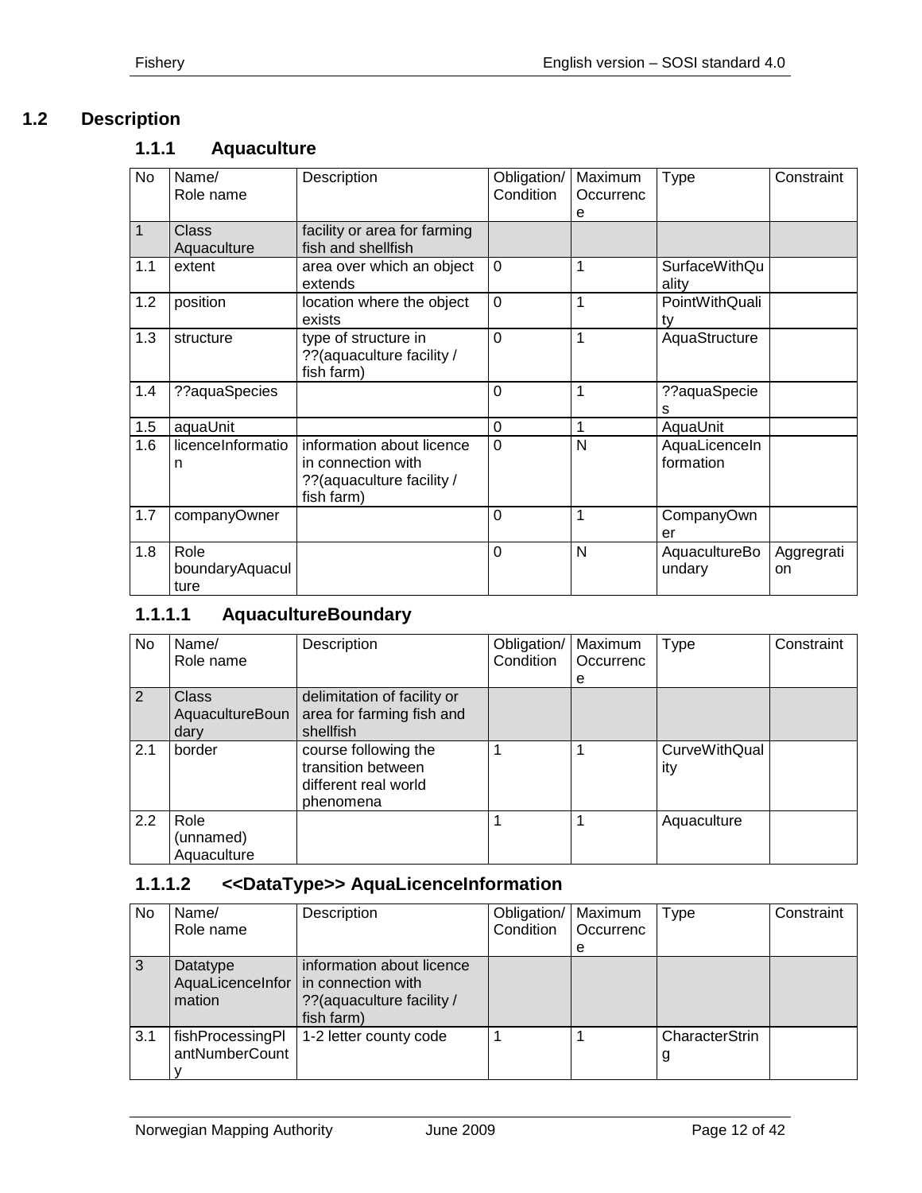## 1.2 Description

### 1.1.1 Aquaculture

| No | Name/ Role name | Description | Obligation/ Condition | Maximum Occurrence | Type | Constraint |
|---|---|---|---|---|---|---|
| 1 | Class Aquaculture | facility or area for farming fish and shellfish | | | | |
| 1.1 | extent | area over which an object extends | 0 | 1 | SurfaceWithQuality | |
| 1.2 | position | location where the object exists | 0 | 1 | PointWithQuality | |
| 1.3 | structure | type of structure in ??(aquaculture facility / fish farm) | 0 | 1 | AquaStructure | |
| 1.4 | ??aquaSpecies | | 0 | 1 | ??aquaSpecies | |
| 1.5 | aquaUnit | | 0 | 1 | AquaUnit | |
| 1.6 | licenceInformation | information about licence in connection with ??(aquaculture facility / fish farm) | 0 | N | AquaLicenceInformation | |
| 1.7 | companyOwner | | 0 | 1 | CompanyOwner | |
| 1.8 | Role boundaryAquaculture | | 0 | N | AquacultureBoundary | Aggregration |

#### 1.1.1.1 AquacultureBoundary

| No | Name/ Role name | Description | Obligation/ Condition | Maximum Occurrence | Type | Constraint |
|---|---|---|---|---|---|---|
| 2 | Class AquacultureBoundary | delimitation of facility or area for farming fish and shellfish | | | | |
| 2.1 | border | course following the transition between different real world phenomena | 1 | 1 | CurveWithQuality | |
| 2.2 | Role (unnamed) Aquaculture | | 1 | 1 | Aquaculture | |

#### 1.1.1.2 <<DataType>> AquaLicenceInformation

| No | Name/ Role name | Description | Obligation/ Condition | Maximum Occurrence | Type | Constraint |
|---|---|---|---|---|---|---|
| 3 | Datatype AquaLicenceInformation | information about licence in connection with ??(aquaculture facility / fish farm) | | | | |
| 3.1 | fishProcessingPlantNumberCounty | 1-2 letter county code | 1 | 1 | CharacterString | |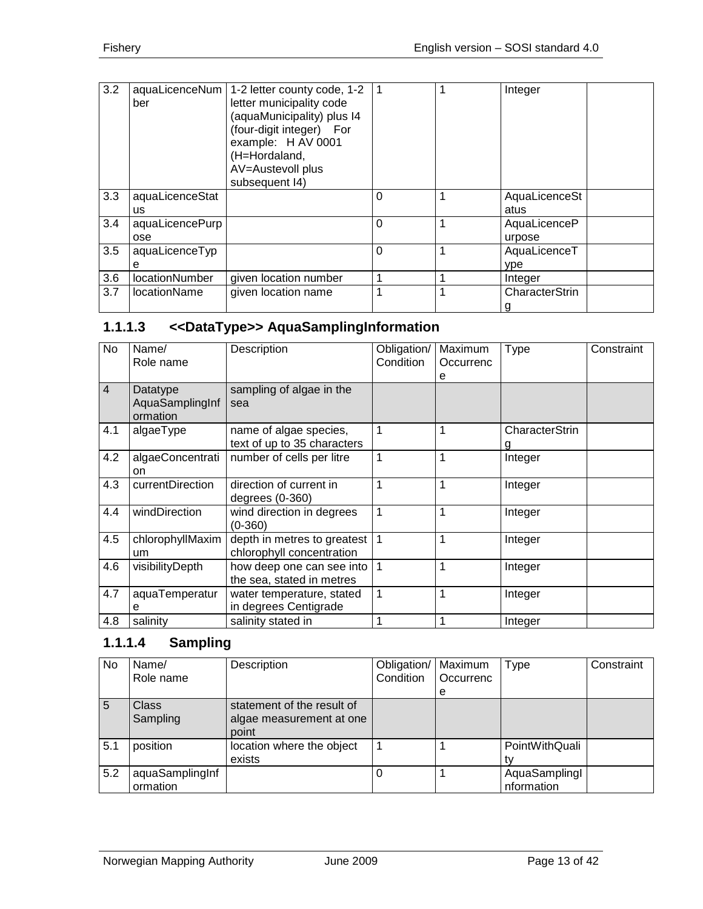| 3.2 | aquaLicenceNumber | 1-2 letter county code, 1-2 letter municipality code (aquaMunicipality) plus I4 (four-digit integer) For example: H AV 0001 (H=Hordaland, AV=Austevoll plus subsequent I4) | 1 | 1 | Integer | |
|---|---|---|---|---|---|---|
| 3.3 | aquaLicenceStatus | | 0 | 1 | AquaLicenceStatus | |
| 3.4 | aquaLicencePurpose | | 0 | 1 | AquaLicencePurpose | |
| 3.5 | aquaLicenceType | | 0 | 1 | AquaLicenceType | |
| 3.6 | locationNumber | given location number | 1 | 1 | Integer | |
| 3.7 | locationName | given location name | 1 | 1 | CharacterString | |

### 1.1.1.3 <<DataType>> AquaSamplingInformation

| No | Name/ Role name | Description | Obligation/ Condition | Maximum Occurrence | Type | Constraint |
|---|---|---|---|---|---|---|
| 4 | Datatype AquaSamplingInformation | sampling of algae in the sea | | | | |
| 4.1 | algaeType | name of algae species, text of up to 35 characters | 1 | 1 | CharacterString | |
| 4.2 | algaeConcentration | number of cells per litre | 1 | 1 | Integer | |
| 4.3 | currentDirection | direction of current in degrees (0-360) | 1 | 1 | Integer | |
| 4.4 | windDirection | wind direction in degrees (0-360) | 1 | 1 | Integer | |
| 4.5 | chlorophyllMaximum | depth in metres to greatest chlorophyll concentration | 1 | 1 | Integer | |
| 4.6 | visibilityDepth | how deep one can see into the sea, stated in metres | 1 | 1 | Integer | |
| 4.7 | aquaTemperature | water temperature, stated in degrees Centigrade | 1 | 1 | Integer | |
| 4.8 | salinity | salinity stated in | 1 | 1 | Integer | |

### 1.1.1.4 Sampling

| No | Name/ Role name | Description | Obligation/ Condition | Maximum Occurrence | Type | Constraint |
|---|---|---|---|---|---|---|
| 5 | Class Sampling | statement of the result of algae measurement at one point | | | | |
| 5.1 | position | location where the object exists | 1 | 1 | PointWithQuality | |
| 5.2 | aquaSamplingInformation | | 0 | 1 | AquaSamplingInformation | |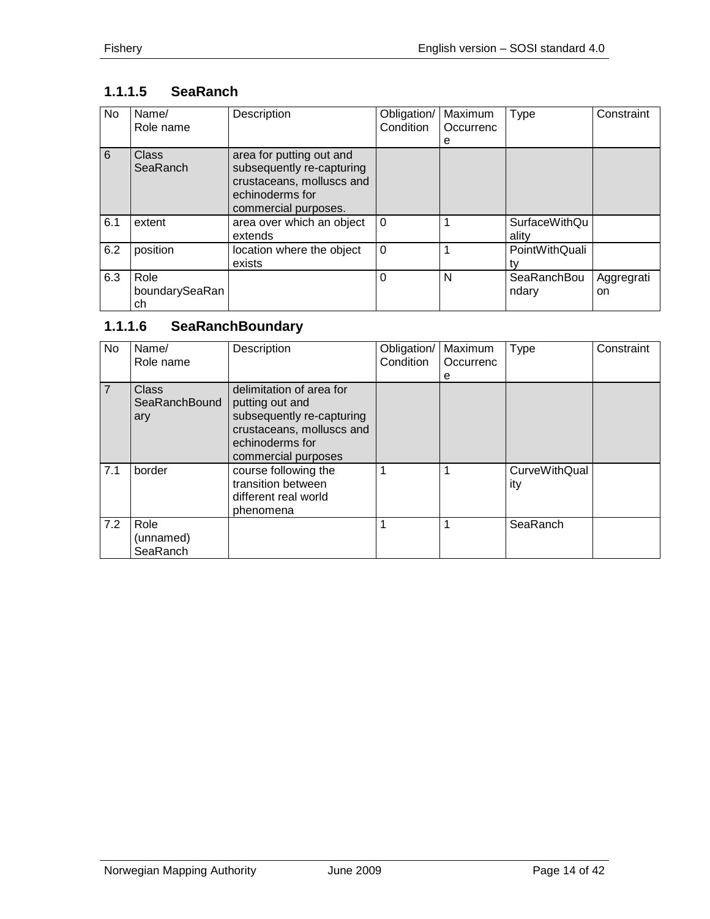### 1.1.1.5 SeaRanch

| No | Name/ Role name | Description | Obligation/ Condition | Maximum Occurrence | Type | Constraint |
|---|---|---|---|---|---|---|
| 6 | Class SeaRanch | area for putting out and subsequently re-capturing crustaceans, molluscs and echinoderms for commercial purposes. | | | | |
| 6.1 | extent | area over which an object extends | 0 | 1 | SurfaceWithQuality | |
| 6.2 | position | location where the object exists | 0 | 1 | PointWithQuality | |
| 6.3 | Role boundarySeaRanch | | 0 | N | SeaRanchBoundary | Aggregration |

### 1.1.1.6 SeaRanchBoundary

| No | Name/ Role name | Description | Obligation/ Condition | Maximum Occurrence | Type | Constraint |
|---|---|---|---|---|---|---|
| 7 | Class SeaRanchBoundary | delimitation of area for putting out and subsequently re-capturing crustaceans, molluscs and echinoderms for commercial purposes | | | | |
| 7.1 | border | course following the transition between different real world phenomena | 1 | 1 | CurveWithQuality | |
| 7.2 | Role (unnamed) SeaRanch | | 1 | 1 | SeaRanch | |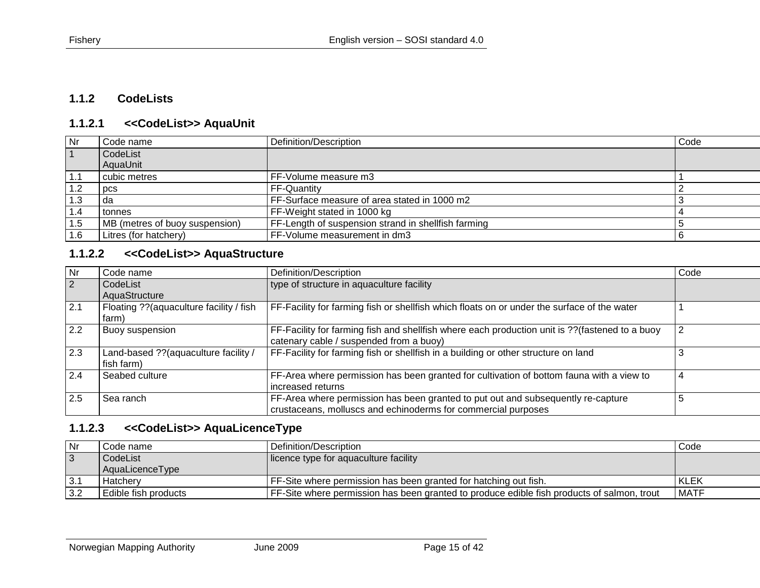### 1.1.2 CodeLists

#### 1.1.2.1 <<CodeList>> AquaUnit

| Nr | Code name | Definition/Description | Code |
|---|---|---|---|
| 1 | CodeList AquaUnit | | |
| 1.1 | cubic metres | FF-Volume measure m3 | 1 |
| 1.2 | pcs | FF-Quantity | 2 |
| 1.3 | da | FF-Surface measure of area stated in 1000 m2 | 3 |
| 1.4 | tonnes | FF-Weight stated in 1000 kg | 4 |
| 1.5 | MB (metres of buoy suspension) | FF-Length of suspension strand in shellfish farming | 5 |
| 1.6 | Litres (for hatchery) | FF-Volume measurement in dm3 | 6 |

#### 1.1.2.2 <<CodeList>> AquaStructure

| Nr | Code name | Definition/Description | Code |
|---|---|---|---|
| 2 | CodeList AquaStructure | type of structure in aquaculture facility | |
| 2.1 | Floating ??(aquaculture facility / fish farm) | FF-Facility for farming fish or shellfish which floats on or under the surface of the water | 1 |
| 2.2 | Buoy suspension | FF-Facility for farming fish and shellfish where each production unit is ??(fastened to a buoy catenary cable / suspended from a buoy) | 2 |
| 2.3 | Land-based ??(aquaculture facility / fish farm) | FF-Facility for farming fish or shellfish in a building or other structure on land | 3 |
| 2.4 | Seabed culture | FF-Area where permission has been granted for cultivation of bottom fauna with a view to increased returns | 4 |
| 2.5 | Sea ranch | FF-Area where permission has been granted to put out and subsequently re-capture crustaceans, molluscs and echinoderms for commercial purposes | 5 |

#### 1.1.2.3 <<CodeList>> AquaLicenceType

| Nr | Code name | Definition/Description | Code |
|---|---|---|---|
| 3 | CodeList AquaLicenceType | licence type for aquaculture facility | |
| 3.1 | Hatchery | FF-Site where permission has been granted for hatching out fish. | KLEK |
| 3.2 | Edible fish products | FF-Site where permission has been granted to produce edible fish products of salmon, trout | MATF |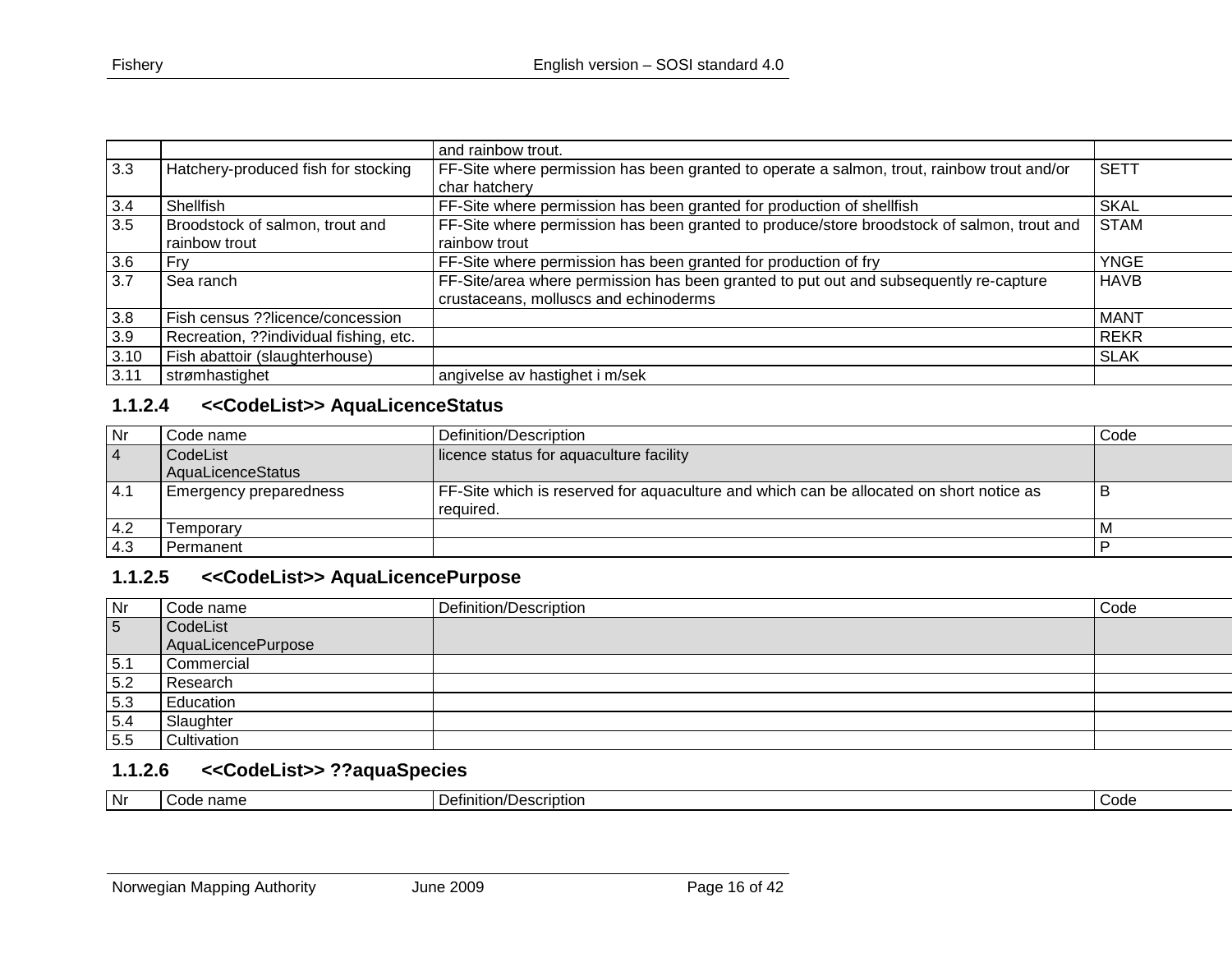| | | and rainbow trout. | |
|---|---|---|---|
| 3.3 | Hatchery-produced fish for stocking | FF-Site where permission has been granted to operate a salmon, trout, rainbow trout and/or char hatchery | SETT |
| 3.4 | Shellfish | FF-Site where permission has been granted for production of shellfish | SKAL |
| 3.5 | Broodstock of salmon, trout and rainbow trout | FF-Site where permission has been granted to produce/store broodstock of salmon, trout and rainbow trout | STAM |
| 3.6 | Fry | FF-Site where permission has been granted for production of fry | YNGE |
| 3.7 | Sea ranch | FF-Site/area where permission has been granted to put out and subsequently re-capture crustaceans, molluscs and echinoderms | HAVB |
| 3.8 | Fish census ??licence/concession | | MANT |
| 3.9 | Recreation, ??individual fishing, etc. | | REKR |
| 3.10 | Fish abattoir (slaughterhouse) | | SLAK |
| 3.11 | strømhastighet | angivelse av hastighet i m/sek | |

### 1.1.2.4 <<CodeList>> AquaLicenceStatus

| Nr | Code name | Definition/Description | Code |
|---|---|---|---|
| 4 | CodeList AquaLicenceStatus | licence status for aquaculture facility | |
| 4.1 | Emergency preparedness | FF-Site which is reserved for aquaculture and which can be allocated on short notice as required. | B |
| 4.2 | Temporary | | M |
| 4.3 | Permanent | | P |

### 1.1.2.5 <<CodeList>> AquaLicencePurpose

| Nr | Code name | Definition/Description | Code |
|---|---|---|---|
| 5 | CodeList AquaLicencePurpose | | |
| 5.1 | Commercial | | |
| 5.2 | Research | | |
| 5.3 | Education | | |
| 5.4 | Slaughter | | |
| 5.5 | Cultivation | | |

### 1.1.2.6 <<CodeList>> ??aquaSpecies

| Nr | Code name | Definition/Description | Code |
|---|---|---|---|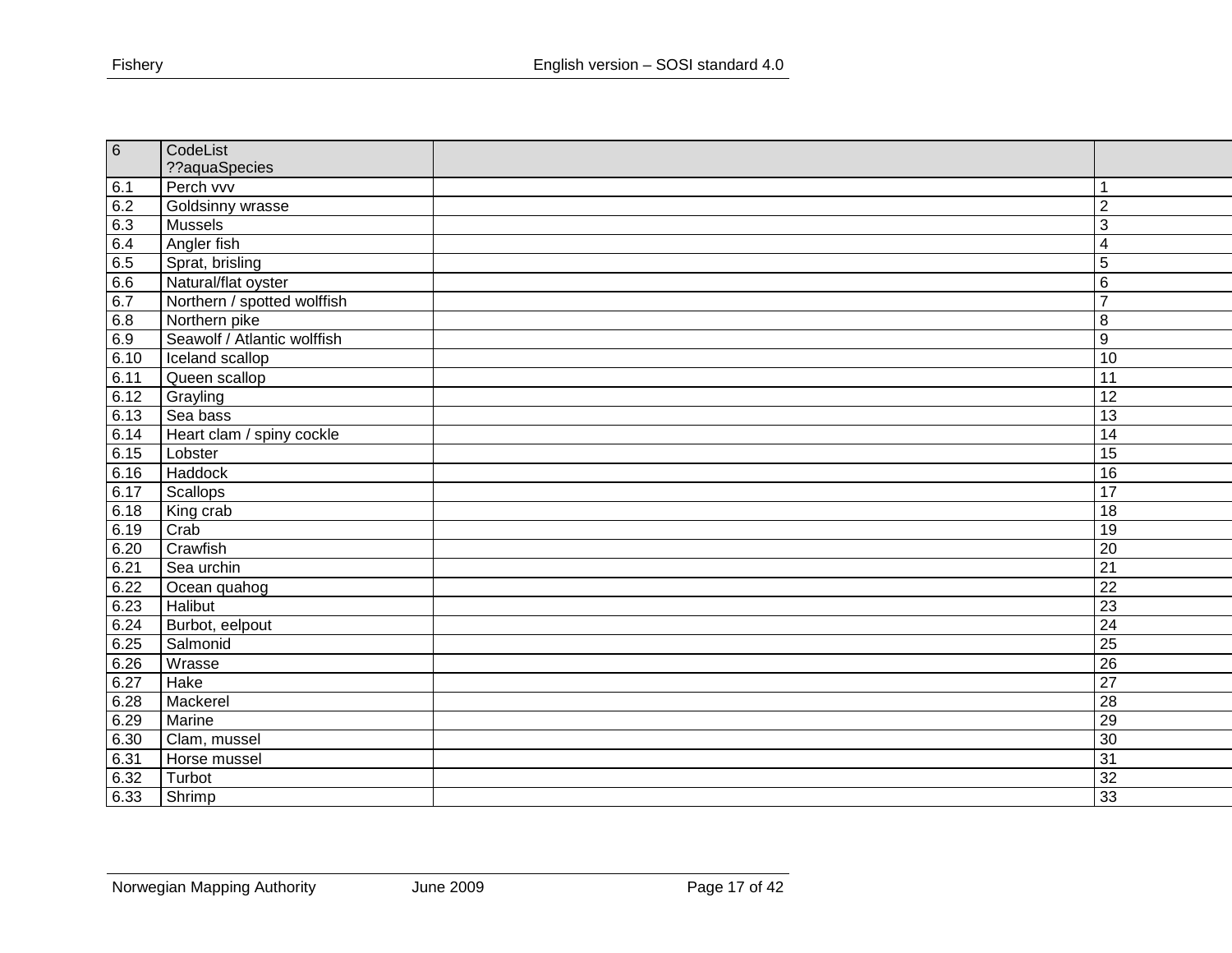| 6 | CodeList ??aquaSpecies | | |
|---|---|---|---|
| 6.1 | Perch vvv | | 1 |
| 6.2 | Goldsinny wrasse | | 2 |
| 6.3 | Mussels | | 3 |
| 6.4 | Angler fish | | 4 |
| 6.5 | Sprat, brisling | | 5 |
| 6.6 | Natural/flat oyster | | 6 |
| 6.7 | Northern / spotted wolffish | | 7 |
| 6.8 | Northern pike | | 8 |
| 6.9 | Seawolf / Atlantic wolffish | | 9 |
| 6.10 | Iceland scallop | | 10 |
| 6.11 | Queen scallop | | 11 |
| 6.12 | Grayling | | 12 |
| 6.13 | Sea bass | | 13 |
| 6.14 | Heart clam / spiny cockle | | 14 |
| 6.15 | Lobster | | 15 |
| 6.16 | Haddock | | 16 |
| 6.17 | Scallops | | 17 |
| 6.18 | King crab | | 18 |
| 6.19 | Crab | | 19 |
| 6.20 | Crawfish | | 20 |
| 6.21 | Sea urchin | | 21 |
| 6.22 | Ocean quahog | | 22 |
| 6.23 | Halibut | | 23 |
| 6.24 | Burbot, eelpout | | 24 |
| 6.25 | Salmonid | | 25 |
| 6.26 | Wrasse | | 26 |
| 6.27 | Hake | | 27 |
| 6.28 | Mackerel | | 28 |
| 6.29 | Marine | | 29 |
| 6.30 | Clam, mussel | | 30 |
| 6.31 | Horse mussel | | 31 |
| 6.32 | Turbot | | 32 |
| 6.33 | Shrimp | | 33 |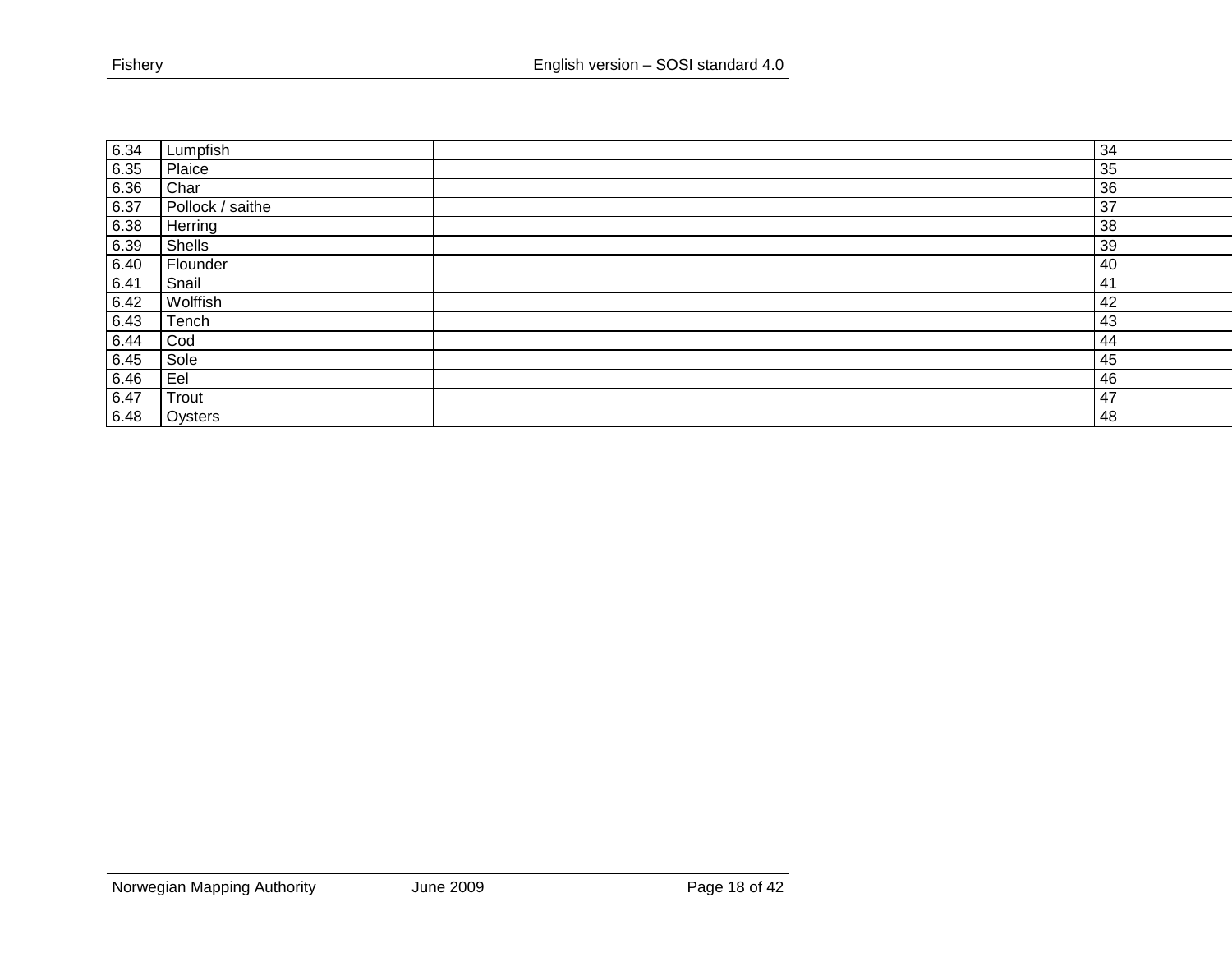| 6.34 | Lumpfish | | 34 |
|---|---|---|---|
| 6.35 | Plaice | | 35 |
| 6.36 | Char | | 36 |
| 6.37 | Pollock / saithe | | 37 |
| 6.38 | Herring | | 38 |
| 6.39 | Shells | | 39 |
| 6.40 | Flounder | | 40 |
| 6.41 | Snail | | 41 |
| 6.42 | Wolffish | | 42 |
| 6.43 | Tench | | 43 |
| 6.44 | Cod | | 44 |
| 6.45 | Sole | | 45 |
| 6.46 | Eel | | 46 |
| 6.47 | Trout | | 47 |
| 6.48 | Oysters | | 48 |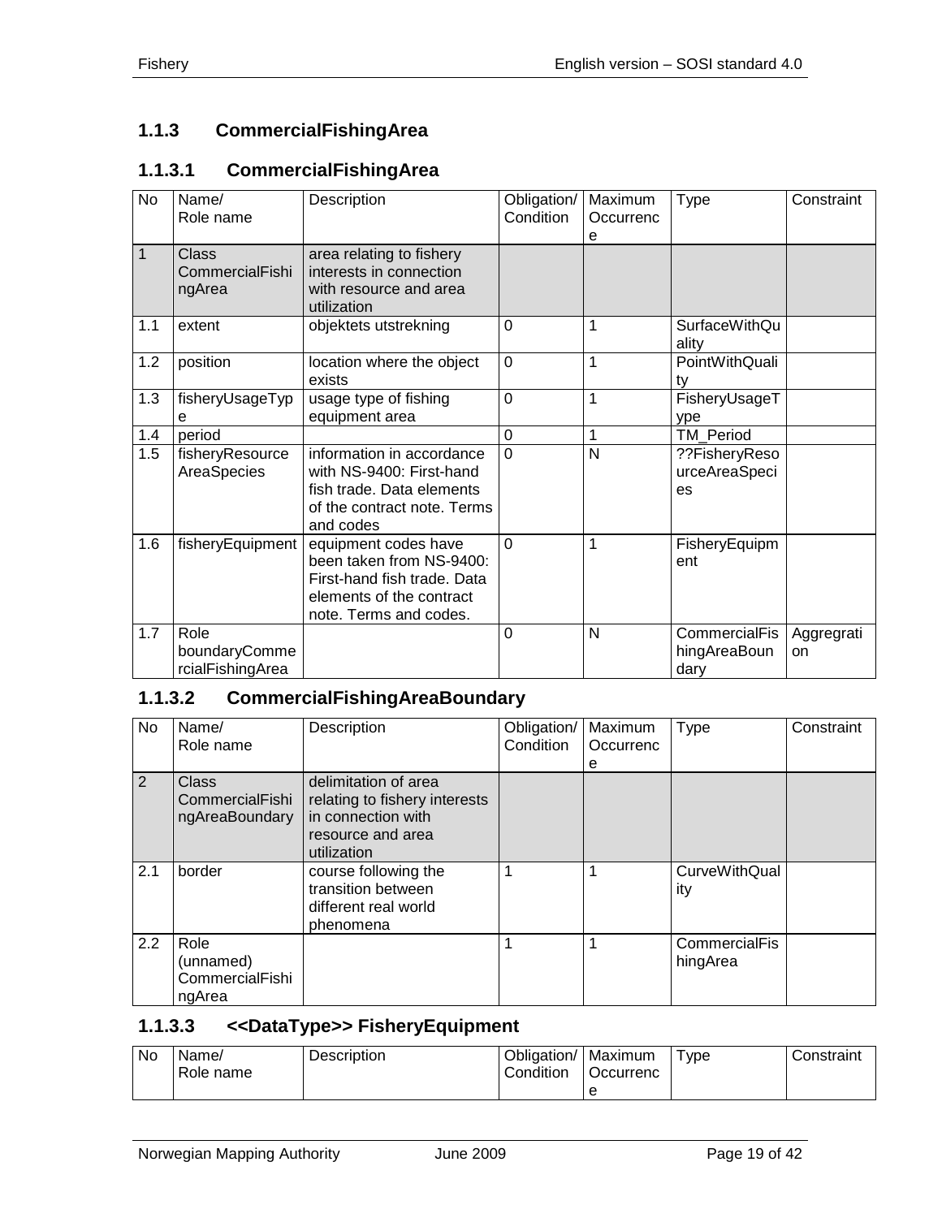### 1.1.3 CommercialFishingArea

#### 1.1.3.1 CommercialFishingArea

| No | Name/ Role name | Description | Obligation/ Condition | Maximum Occurrence | Type | Constraint |
|---|---|---|---|---|---|---|
| 1 | Class CommercialFishingArea | area relating to fishery interests in connection with resource and area utilization | | | | |
| 1.1 | extent | objektets utstrekning | 0 | 1 | SurfaceWithQuality | |
| 1.2 | position | location where the object exists | 0 | 1 | PointWithQuality | |
| 1.3 | fisheryUsageType | usage type of fishing equipment area | 0 | 1 | FisheryUsageType | |
| 1.4 | period | | 0 | 1 | TM_Period | |
| 1.5 | fisheryResourceAreaSpecies | information in accordance with NS-9400: First-hand fish trade. Data elements of the contract note. Terms and codes | 0 | N | ??FisheryResourceAreaSpecies | |
| 1.6 | fisheryEquipment | equipment codes have been taken from NS-9400: First-hand fish trade. Data elements of the contract note. Terms and codes. | 0 | 1 | FisheryEquipment | |
| 1.7 | Role boundaryCommercialFishingArea | | 0 | N | CommercialFishingAreaBoundary | Aggregration |

#### 1.1.3.2 CommercialFishingAreaBoundary

| No | Name/ Role name | Description | Obligation/ Condition | Maximum Occurrence | Type | Constraint |
|---|---|---|---|---|---|---|
| 2 | Class CommercialFishingAreaBoundary | delimitation of area relating to fishery interests in connection with resource and area utilization | | | | |
| 2.1 | border | course following the transition between different real world phenomena | 1 | 1 | CurveWithQuality | |
| 2.2 | Role (unnamed) CommercialFishingArea | | 1 | 1 | CommercialFishingArea | |

#### 1.1.3.3 <<DataType>> FisheryEquipment

| No | Name/ Role name | Description | Obligation/ Condition | Maximum Occurrence | Type | Constraint |
|---|---|---|---|---|---|---|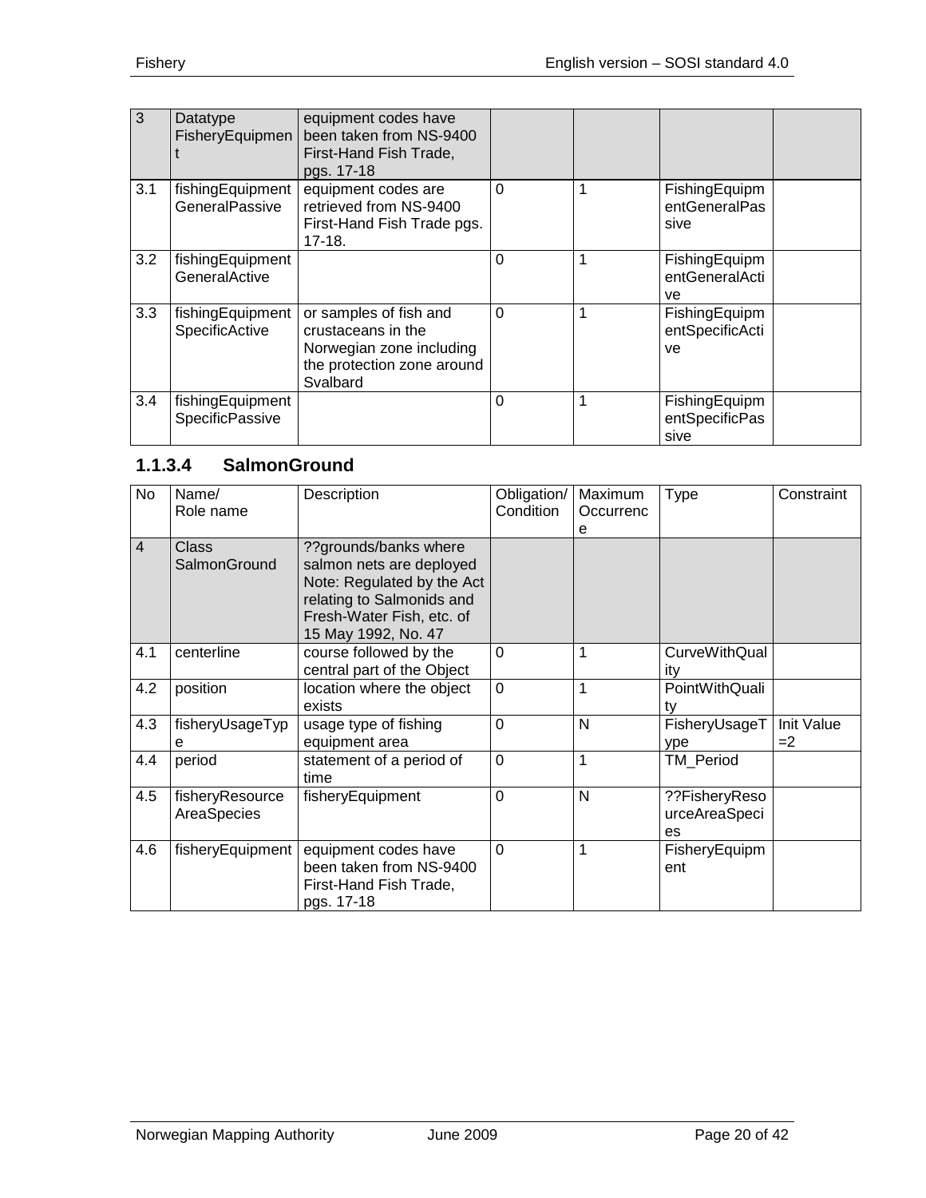| No | Name/ Role name | Description | Obligation/ Condition | Maximum Occurrence | Type | Constraint |
|---|---|---|---|---|---|---|
| 3 | Datatype FisheryEquipment | equipment codes have been taken from NS-9400 First-Hand Fish Trade, pgs. 17-18 | | | | |
| 3.1 | fishingEquipmentGeneralPassive | equipment codes are retrieved from NS-9400 First-Hand Fish Trade pgs. 17-18. | 0 | 1 | FishingEquipmentGeneralPassive | |
| 3.2 | fishingEquipmentGeneralActive | | 0 | 1 | FishingEquipmentGeneralActive | |
| 3.3 | fishingEquipmentSpecificActive | or samples of fish and crustaceans in the Norwegian zone including the protection zone around Svalbard | 0 | 1 | FishingEquipmentSpecificActive | |
| 3.4 | fishingEquipmentSpecificPassive | | 0 | 1 | FishingEquipmentSpecificPassive | |

### 1.1.3.4 SalmonGround

| No | Name/ Role name | Description | Obligation/ Condition | Maximum Occurrence | Type | Constraint |
|---|---|---|---|---|---|---|
| 4 | Class SalmonGround | ??grounds/banks where salmon nets are deployed Note: Regulated by the Act relating to Salmonids and Fresh-Water Fish, etc. of 15 May 1992, No. 47 | | | | |
| 4.1 | centerline | course followed by the central part of the Object | 0 | 1 | CurveWithQuality | |
| 4.2 | position | location where the object exists | 0 | 1 | PointWithQuality | |
| 4.3 | fisheryUsageType | usage type of fishing equipment area | 0 | N | FisheryUsageType | Init Value =2 |
| 4.4 | period | statement of a period of time | 0 | 1 | TM_Period | |
| 4.5 | fisheryResourceAreaSpecies | fisheryEquipment | 0 | N | ??FisheryResourceAreaSpecies | |
| 4.6 | fisheryEquipment | equipment codes have been taken from NS-9400 First-Hand Fish Trade, pgs. 17-18 | 0 | 1 | FisheryEquipment | |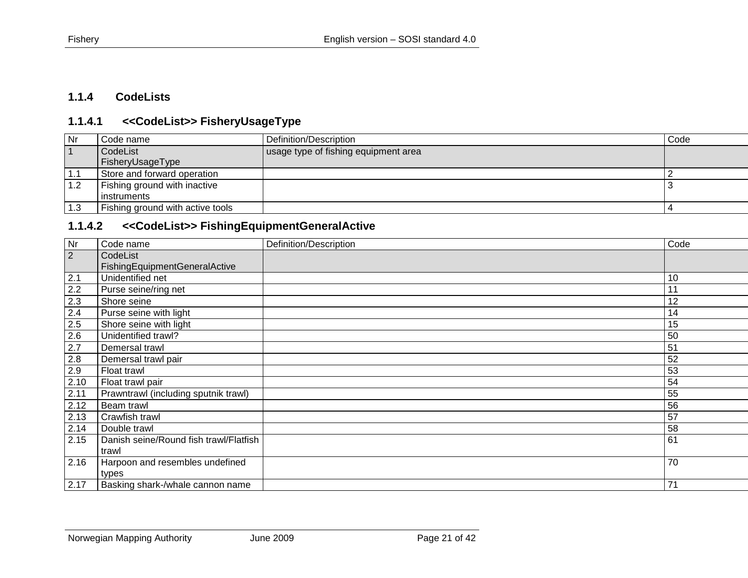### 1.1.4 CodeLists

#### 1.1.4.1 <<CodeList>> FisheryUsageType

| Nr | Code name | Definition/Description | Code |
|---|---|---|---|
| 1 | CodeList FisheryUsageType | usage type of fishing equipment area | |
| 1.1 | Store and forward operation | | 2 |
| 1.2 | Fishing ground with inactive instruments | | 3 |
| 1.3 | Fishing ground with active tools | | 4 |

#### 1.1.4.2 <<CodeList>> FishingEquipmentGeneralActive

| Nr | Code name | Definition/Description | Code |
|---|---|---|---|
| 2 | CodeList FishingEquipmentGeneralActive | | |
| 2.1 | Unidentified net | | 10 |
| 2.2 | Purse seine/ring net | | 11 |
| 2.3 | Shore seine | | 12 |
| 2.4 | Purse seine with light | | 14 |
| 2.5 | Shore seine with light | | 15 |
| 2.6 | Unidentified trawl? | | 50 |
| 2.7 | Demersal trawl | | 51 |
| 2.8 | Demersal trawl pair | | 52 |
| 2.9 | Float trawl | | 53 |
| 2.10 | Float trawl pair | | 54 |
| 2.11 | Prawntrawl (including sputnik trawl) | | 55 |
| 2.12 | Beam trawl | | 56 |
| 2.13 | Crawfish trawl | | 57 |
| 2.14 | Double trawl | | 58 |
| 2.15 | Danish seine/Round fish trawl/Flatfish trawl | | 61 |
| 2.16 | Harpoon and resembles undefined types | | 70 |
| 2.17 | Basking shark-/whale cannon name | | 71 |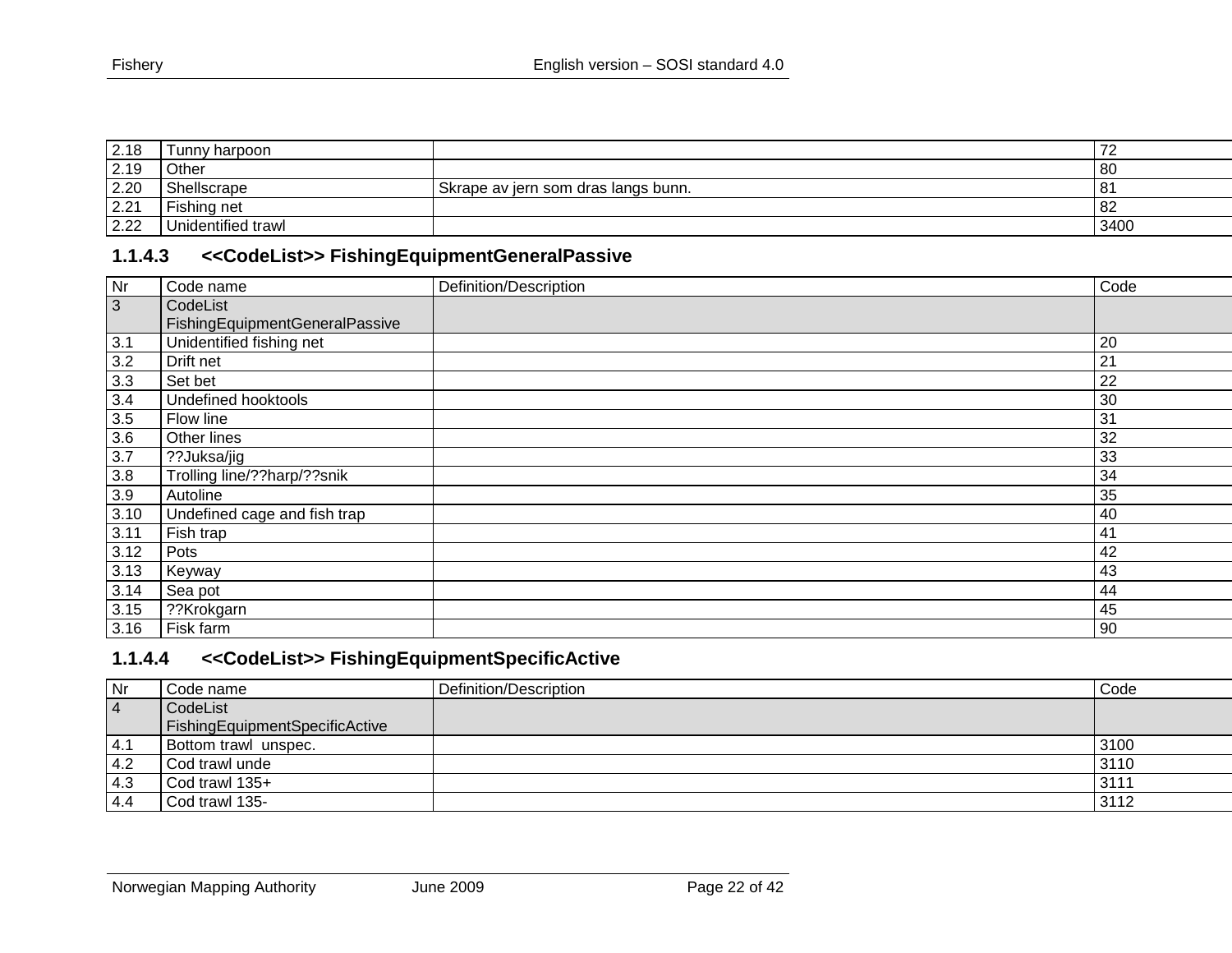| | | | |
|---|---|---|---|
| 2.18 | Tunny harpoon | | 72 |
| 2.19 | Other | | 80 |
| 2.20 | Shellscrape | Skrape av jern som dras langs bunn. | 81 |
| 2.21 | Fishing net | | 82 |
| 2.22 | Unidentified trawl | | 3400 |

### 1.1.4.3 <<CodeList>> FishingEquipmentGeneralPassive

| Nr | Code name | Definition/Description | Code |
|---|---|---|---|
| 3 | CodeList FishingEquipmentGeneralPassive | | |
| 3.1 | Unidentified fishing net | | 20 |
| 3.2 | Drift net | | 21 |
| 3.3 | Set bet | | 22 |
| 3.4 | Undefined hooktools | | 30 |
| 3.5 | Flow line | | 31 |
| 3.6 | Other lines | | 32 |
| 3.7 | ??Juksa/jig | | 33 |
| 3.8 | Trolling line/??harp/??snik | | 34 |
| 3.9 | Autoline | | 35 |
| 3.10 | Undefined cage and fish trap | | 40 |
| 3.11 | Fish trap | | 41 |
| 3.12 | Pots | | 42 |
| 3.13 | Keyway | | 43 |
| 3.14 | Sea pot | | 44 |
| 3.15 | ??Krokgarn | | 45 |
| 3.16 | Fisk farm | | 90 |

### 1.1.4.4 <<CodeList>> FishingEquipmentSpecificActive

| Nr | Code name | Definition/Description | Code |
|---|---|---|---|
| 4 | CodeList FishingEquipmentSpecificActive | | |
| 4.1 | Bottom trawl unspec. | | 3100 |
| 4.2 | Cod trawl unde | | 3110 |
| 4.3 | Cod trawl 135+ | | 3111 |
| 4.4 | Cod trawl 135- | | 3112 |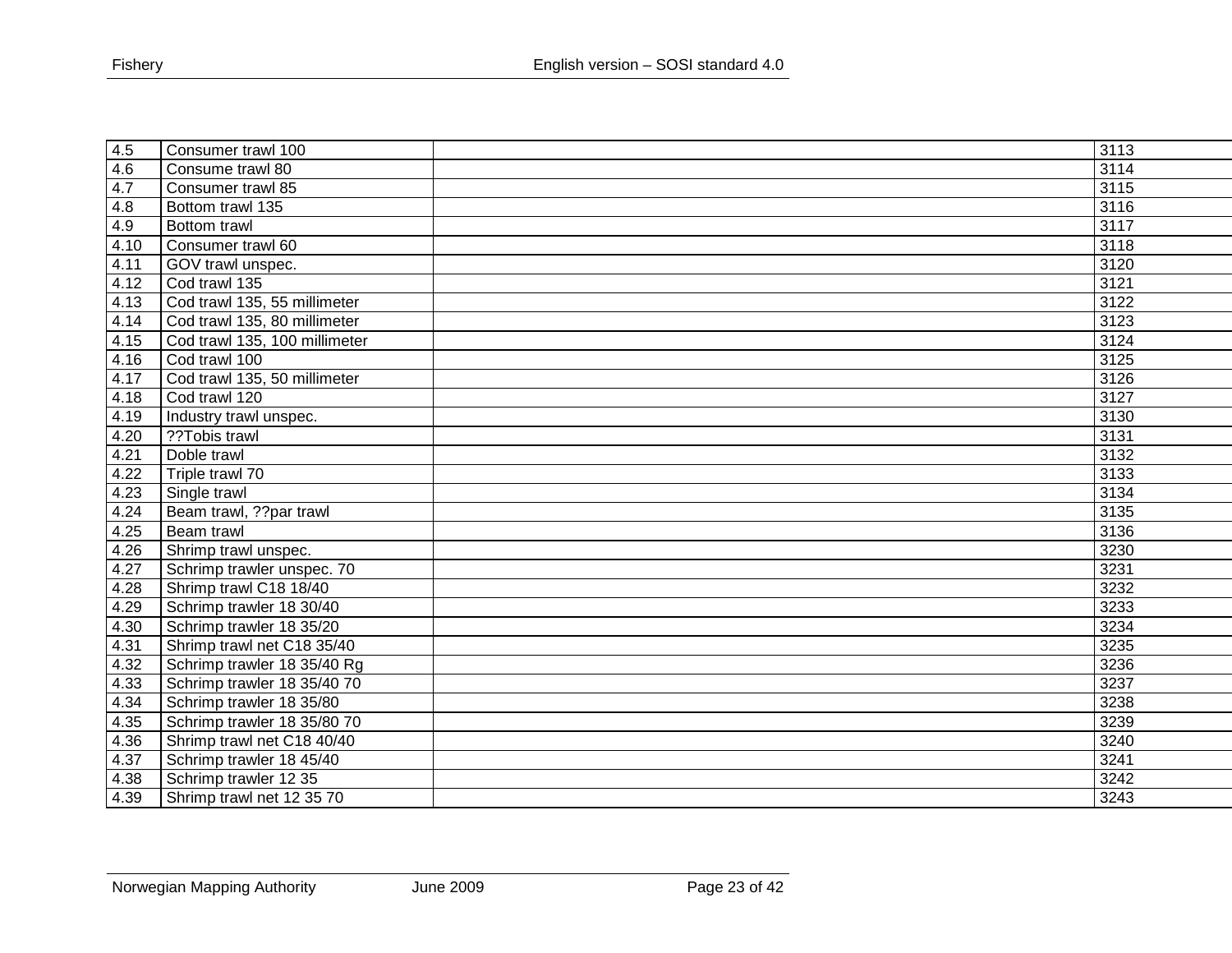| | | | |
|---|---|---|---|
| 4.5 | Consumer trawl 100 | | 3113 |
| 4.6 | Consume trawl 80 | | 3114 |
| 4.7 | Consumer trawl 85 | | 3115 |
| 4.8 | Bottom trawl 135 | | 3116 |
| 4.9 | Bottom trawl | | 3117 |
| 4.10 | Consumer trawl 60 | | 3118 |
| 4.11 | GOV trawl unspec. | | 3120 |
| 4.12 | Cod trawl 135 | | 3121 |
| 4.13 | Cod trawl 135, 55 millimeter | | 3122 |
| 4.14 | Cod trawl 135, 80 millimeter | | 3123 |
| 4.15 | Cod trawl 135, 100 millimeter | | 3124 |
| 4.16 | Cod trawl 100 | | 3125 |
| 4.17 | Cod trawl 135, 50 millimeter | | 3126 |
| 4.18 | Cod trawl 120 | | 3127 |
| 4.19 | Industry trawl unspec. | | 3130 |
| 4.20 | ??Tobis trawl | | 3131 |
| 4.21 | Doble trawl | | 3132 |
| 4.22 | Triple trawl 70 | | 3133 |
| 4.23 | Single trawl | | 3134 |
| 4.24 | Beam trawl, ??par trawl | | 3135 |
| 4.25 | Beam trawl | | 3136 |
| 4.26 | Shrimp trawl unspec. | | 3230 |
| 4.27 | Schrimp trawler unspec. 70 | | 3231 |
| 4.28 | Shrimp trawl C18 18/40 | | 3232 |
| 4.29 | Schrimp trawler 18 30/40 | | 3233 |
| 4.30 | Schrimp trawler 18 35/20 | | 3234 |
| 4.31 | Shrimp trawl net C18 35/40 | | 3235 |
| 4.32 | Schrimp trawler 18 35/40 Rg | | 3236 |
| 4.33 | Schrimp trawler 18 35/40 70 | | 3237 |
| 4.34 | Schrimp trawler 18 35/80 | | 3238 |
| 4.35 | Schrimp trawler 18 35/80 70 | | 3239 |
| 4.36 | Shrimp trawl net C18 40/40 | | 3240 |
| 4.37 | Schrimp trawler 18 45/40 | | 3241 |
| 4.38 | Schrimp trawler 12 35 | | 3242 |
| 4.39 | Shrimp trawl net 12 35 70 | | 3243 |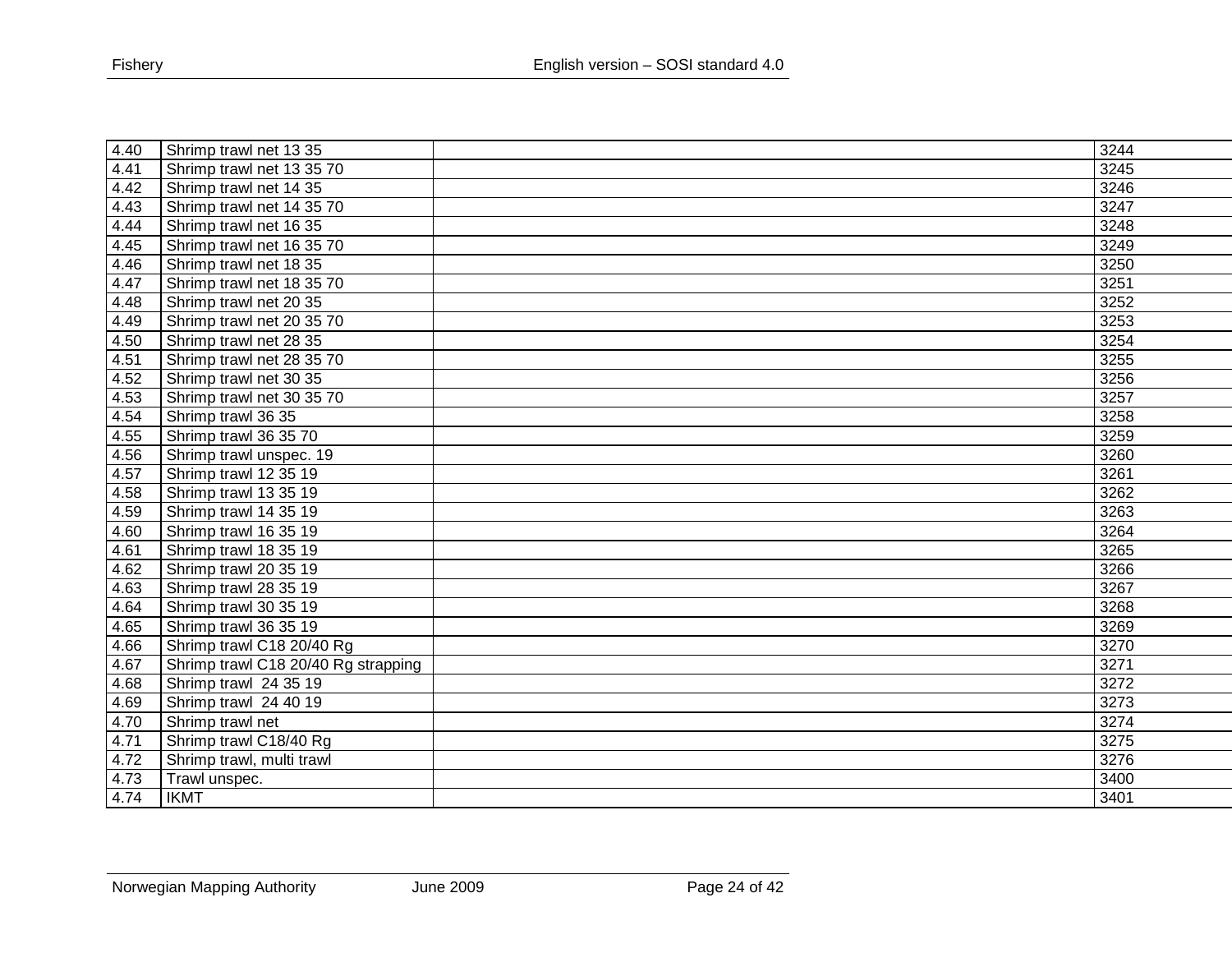| | | | |
|---|---|---|---|
| 4.40 | Shrimp trawl net 13 35 | | 3244 |
| 4.41 | Shrimp trawl net 13 35 70 | | 3245 |
| 4.42 | Shrimp trawl net 14 35 | | 3246 |
| 4.43 | Shrimp trawl net 14 35 70 | | 3247 |
| 4.44 | Shrimp trawl net 16 35 | | 3248 |
| 4.45 | Shrimp trawl net 16 35 70 | | 3249 |
| 4.46 | Shrimp trawl net 18 35 | | 3250 |
| 4.47 | Shrimp trawl net 18 35 70 | | 3251 |
| 4.48 | Shrimp trawl net 20 35 | | 3252 |
| 4.49 | Shrimp trawl net 20 35 70 | | 3253 |
| 4.50 | Shrimp trawl net 28 35 | | 3254 |
| 4.51 | Shrimp trawl net 28 35 70 | | 3255 |
| 4.52 | Shrimp trawl net 30 35 | | 3256 |
| 4.53 | Shrimp trawl net 30 35 70 | | 3257 |
| 4.54 | Shrimp trawl 36 35 | | 3258 |
| 4.55 | Shrimp trawl 36 35 70 | | 3259 |
| 4.56 | Shrimp trawl unspec. 19 | | 3260 |
| 4.57 | Shrimp trawl 12 35 19 | | 3261 |
| 4.58 | Shrimp trawl 13 35 19 | | 3262 |
| 4.59 | Shrimp trawl 14 35 19 | | 3263 |
| 4.60 | Shrimp trawl 16 35 19 | | 3264 |
| 4.61 | Shrimp trawl 18 35 19 | | 3265 |
| 4.62 | Shrimp trawl 20 35 19 | | 3266 |
| 4.63 | Shrimp trawl 28 35 19 | | 3267 |
| 4.64 | Shrimp trawl 30 35 19 | | 3268 |
| 4.65 | Shrimp trawl 36 35 19 | | 3269 |
| 4.66 | Shrimp trawl C18 20/40 Rg | | 3270 |
| 4.67 | Shrimp trawl C18 20/40 Rg strapping | | 3271 |
| 4.68 | Shrimp trawl 24 35 19 | | 3272 |
| 4.69 | Shrimp trawl 24 40 19 | | 3273 |
| 4.70 | Shrimp trawl net | | 3274 |
| 4.71 | Shrimp trawl C18/40 Rg | | 3275 |
| 4.72 | Shrimp trawl, multi trawl | | 3276 |
| 4.73 | Trawl unspec. | | 3400 |
| 4.74 | IKMT | | 3401 |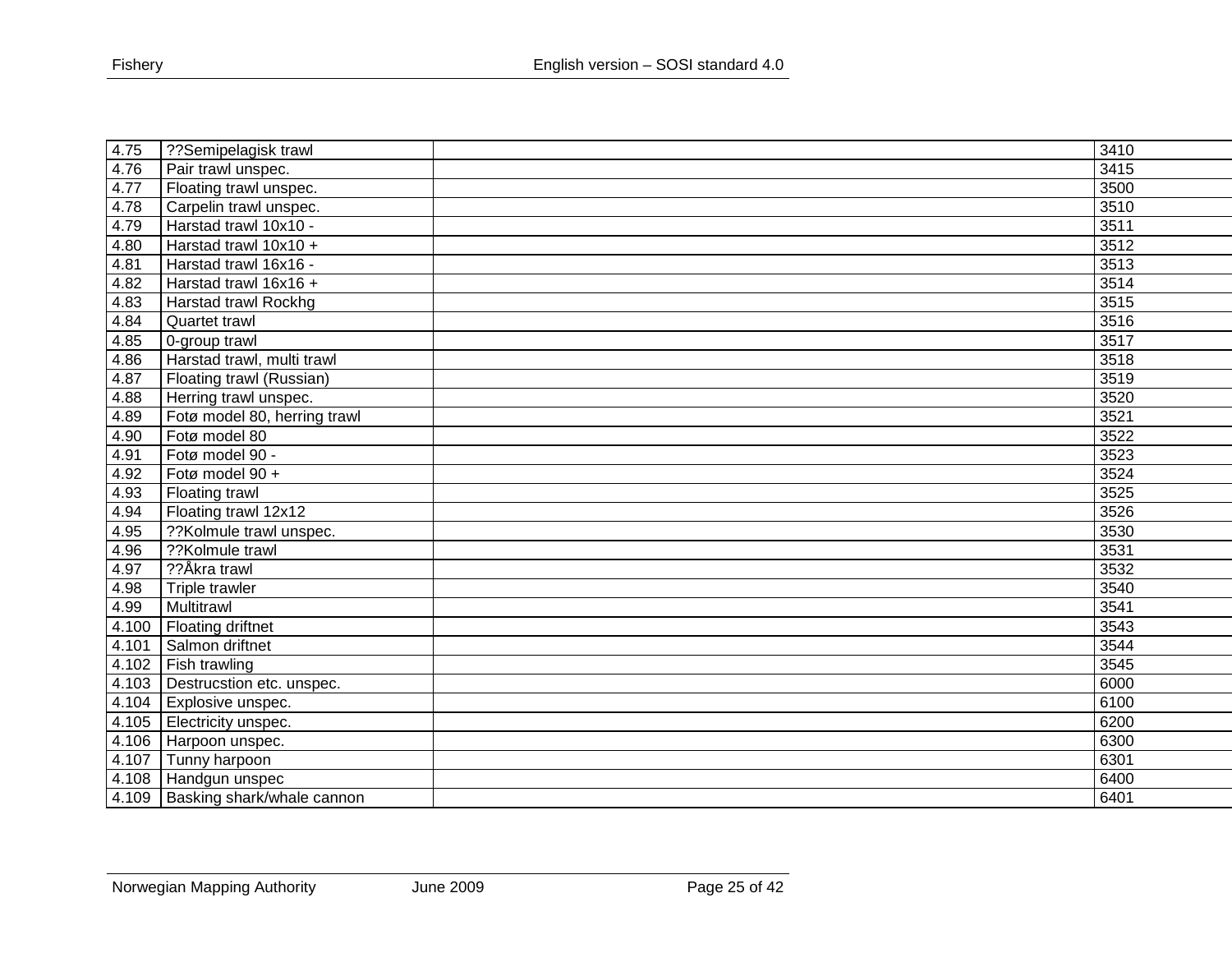| | | | |
|---|---|---|---|
| 4.75 | ??Semipelagisk trawl | | 3410 |
| 4.76 | Pair trawl unspec. | | 3415 |
| 4.77 | Floating trawl unspec. | | 3500 |
| 4.78 | Carpelin trawl unspec. | | 3510 |
| 4.79 | Harstad trawl 10x10 - | | 3511 |
| 4.80 | Harstad trawl 10x10 + | | 3512 |
| 4.81 | Harstad trawl 16x16 - | | 3513 |
| 4.82 | Harstad trawl 16x16 + | | 3514 |
| 4.83 | Harstad trawl Rockhg | | 3515 |
| 4.84 | Quartet trawl | | 3516 |
| 4.85 | 0-group trawl | | 3517 |
| 4.86 | Harstad trawl, multi trawl | | 3518 |
| 4.87 | Floating trawl (Russian) | | 3519 |
| 4.88 | Herring trawl unspec. | | 3520 |
| 4.89 | Fotø model 80, herring trawl | | 3521 |
| 4.90 | Fotø model 80 | | 3522 |
| 4.91 | Fotø model 90 - | | 3523 |
| 4.92 | Fotø model 90 + | | 3524 |
| 4.93 | Floating trawl | | 3525 |
| 4.94 | Floating trawl 12x12 | | 3526 |
| 4.95 | ??Kolmule trawl unspec. | | 3530 |
| 4.96 | ??Kolmule trawl | | 3531 |
| 4.97 | ??Åkra trawl | | 3532 |
| 4.98 | Triple trawler | | 3540 |
| 4.99 | Multitrawl | | 3541 |
| 4.100 | Floating driftnet | | 3543 |
| 4.101 | Salmon driftnet | | 3544 |
| 4.102 | Fish trawling | | 3545 |
| 4.103 | Destrucstion etc. unspec. | | 6000 |
| 4.104 | Explosive unspec. | | 6100 |
| 4.105 | Electricity unspec. | | 6200 |
| 4.106 | Harpoon unspec. | | 6300 |
| 4.107 | Tunny harpoon | | 6301 |
| 4.108 | Handgun unspec | | 6400 |
| 4.109 | Basking shark/whale cannon | | 6401 |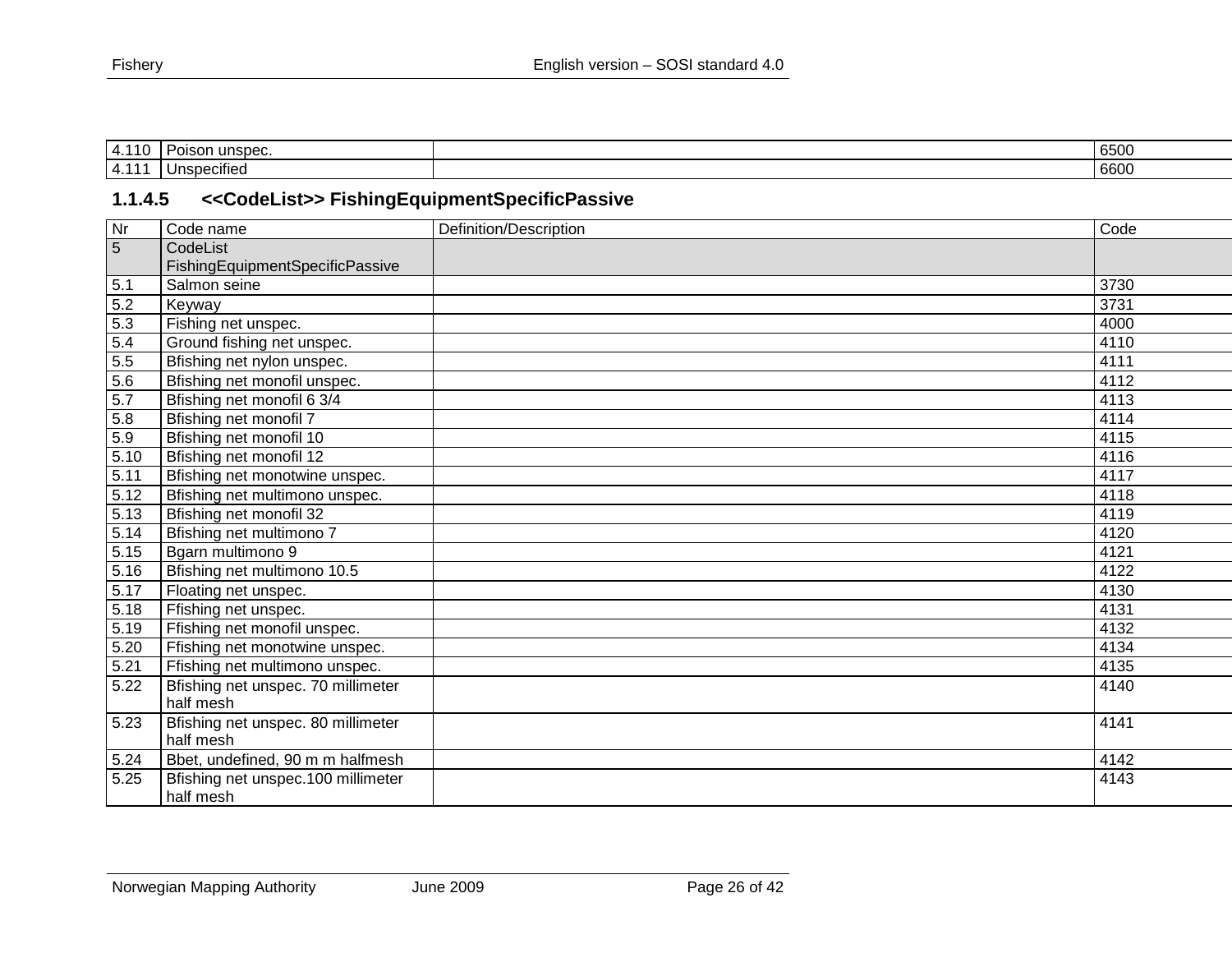| | | | |
|---|---|---|---|
| 4.110 | Poison unspec. | | 6500 |
| 4.111 | Unspecified | | 6600 |

### 1.1.4.5 <<CodeList>> FishingEquipmentSpecificPassive

| Nr | Code name | Definition/Description | Code |
|---|---|---|---|
| 5 | CodeList FishingEquipmentSpecificPassive | | |
| 5.1 | Salmon seine | | 3730 |
| 5.2 | Keyway | | 3731 |
| 5.3 | Fishing net unspec. | | 4000 |
| 5.4 | Ground fishing net unspec. | | 4110 |
| 5.5 | Bfishing net nylon unspec. | | 4111 |
| 5.6 | Bfishing net monofil unspec. | | 4112 |
| 5.7 | Bfishing net monofil 6 3/4 | | 4113 |
| 5.8 | Bfishing net monofil 7 | | 4114 |
| 5.9 | Bfishing net monofil 10 | | 4115 |
| 5.10 | Bfishing net monofil 12 | | 4116 |
| 5.11 | Bfishing net monotwine unspec. | | 4117 |
| 5.12 | Bfishing net multimono unspec. | | 4118 |
| 5.13 | Bfishing net monofil 32 | | 4119 |
| 5.14 | Bfishing net multimono 7 | | 4120 |
| 5.15 | Bgarn multimono 9 | | 4121 |
| 5.16 | Bfishing net multimono 10.5 | | 4122 |
| 5.17 | Floating net unspec. | | 4130 |
| 5.18 | Ffishing net unspec. | | 4131 |
| 5.19 | Ffishing net monofil unspec. | | 4132 |
| 5.20 | Ffishing net monotwine unspec. | | 4134 |
| 5.21 | Ffishing net multimono unspec. | | 4135 |
| 5.22 | Bfishing net unspec. 70 millimeter half mesh | | 4140 |
| 5.23 | Bfishing net unspec. 80 millimeter half mesh | | 4141 |
| 5.24 | Bbet, undefined, 90 m m halfmesh | | 4142 |
| 5.25 | Bfishing net unspec.100 millimeter half mesh | | 4143 |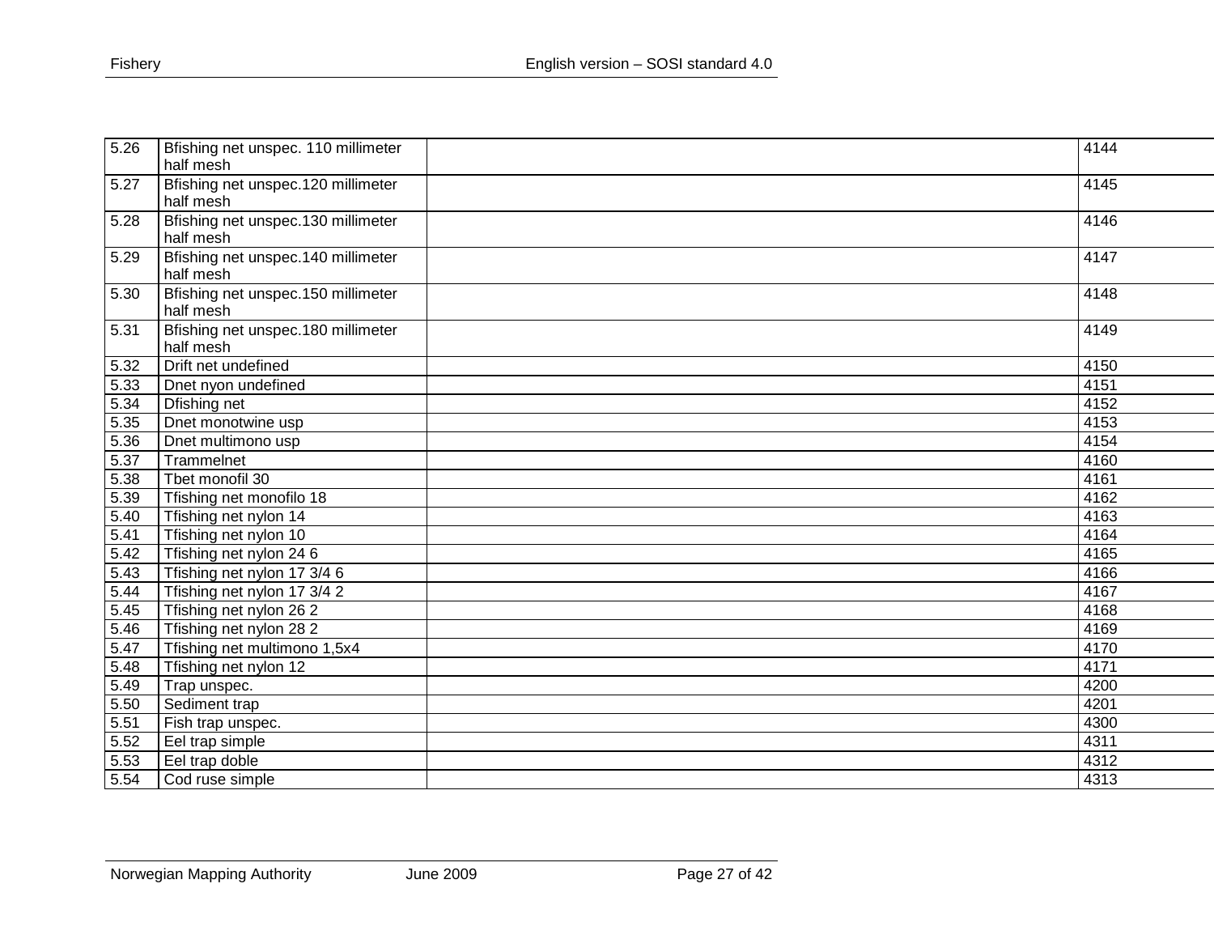| | | | |
|---|---|---|---|
| 5.26 | Bfishing net unspec. 110 millimeter half mesh | | 4144 |
| 5.27 | Bfishing net unspec.120 millimeter half mesh | | 4145 |
| 5.28 | Bfishing net unspec.130 millimeter half mesh | | 4146 |
| 5.29 | Bfishing net unspec.140 millimeter half mesh | | 4147 |
| 5.30 | Bfishing net unspec.150 millimeter half mesh | | 4148 |
| 5.31 | Bfishing net unspec.180 millimeter half mesh | | 4149 |
| 5.32 | Drift net undefined | | 4150 |
| 5.33 | Dnet nyon undefined | | 4151 |
| 5.34 | Dfishing net | | 4152 |
| 5.35 | Dnet monotwine usp | | 4153 |
| 5.36 | Dnet multimono usp | | 4154 |
| 5.37 | Trammelnet | | 4160 |
| 5.38 | Tbet monofil 30 | | 4161 |
| 5.39 | Tfishing net monofilo 18 | | 4162 |
| 5.40 | Tfishing net nylon 14 | | 4163 |
| 5.41 | Tfishing net nylon 10 | | 4164 |
| 5.42 | Tfishing net nylon 24 6 | | 4165 |
| 5.43 | Tfishing net nylon 17 3/4 6 | | 4166 |
| 5.44 | Tfishing net nylon 17 3/4 2 | | 4167 |
| 5.45 | Tfishing net nylon 26 2 | | 4168 |
| 5.46 | Tfishing net nylon 28 2 | | 4169 |
| 5.47 | Tfishing net multimono 1,5x4 | | 4170 |
| 5.48 | Tfishing net nylon 12 | | 4171 |
| 5.49 | Trap unspec. | | 4200 |
| 5.50 | Sediment trap | | 4201 |
| 5.51 | Fish trap unspec. | | 4300 |
| 5.52 | Eel trap simple | | 4311 |
| 5.53 | Eel trap doble | | 4312 |
| 5.54 | Cod ruse simple | | 4313 |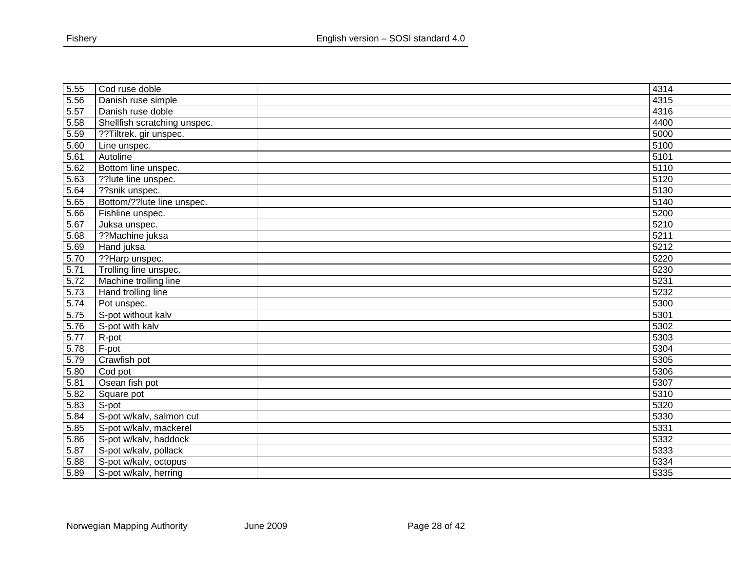| | | | |
|---|---|---|---|
| 5.55 | Cod ruse doble | | 4314 |
| 5.56 | Danish ruse simple | | 4315 |
| 5.57 | Danish ruse doble | | 4316 |
| 5.58 | Shellfish scratching unspec. | | 4400 |
| 5.59 | ??Tiltrek. gir unspec. | | 5000 |
| 5.60 | Line unspec. | | 5100 |
| 5.61 | Autoline | | 5101 |
| 5.62 | Bottom line unspec. | | 5110 |
| 5.63 | ??lute line unspec. | | 5120 |
| 5.64 | ??snik unspec. | | 5130 |
| 5.65 | Bottom/??lute line unspec. | | 5140 |
| 5.66 | Fishline unspec. | | 5200 |
| 5.67 | Juksa unspec. | | 5210 |
| 5.68 | ??Machine juksa | | 5211 |
| 5.69 | Hand juksa | | 5212 |
| 5.70 | ??Harp unspec. | | 5220 |
| 5.71 | Trolling line unspec. | | 5230 |
| 5.72 | Machine trolling line | | 5231 |
| 5.73 | Hand trolling line | | 5232 |
| 5.74 | Pot unspec. | | 5300 |
| 5.75 | S-pot without kalv | | 5301 |
| 5.76 | S-pot with kalv | | 5302 |
| 5.77 | R-pot | | 5303 |
| 5.78 | F-pot | | 5304 |
| 5.79 | Crawfish pot | | 5305 |
| 5.80 | Cod pot | | 5306 |
| 5.81 | Osean fish pot | | 5307 |
| 5.82 | Square pot | | 5310 |
| 5.83 | S-pot | | 5320 |
| 5.84 | S-pot w/kalv, salmon cut | | 5330 |
| 5.85 | S-pot w/kalv, mackerel | | 5331 |
| 5.86 | S-pot w/kalv, haddock | | 5332 |
| 5.87 | S-pot w/kalv, pollack | | 5333 |
| 5.88 | S-pot w/kalv, octopus | | 5334 |
| 5.89 | S-pot w/kalv, herring | | 5335 |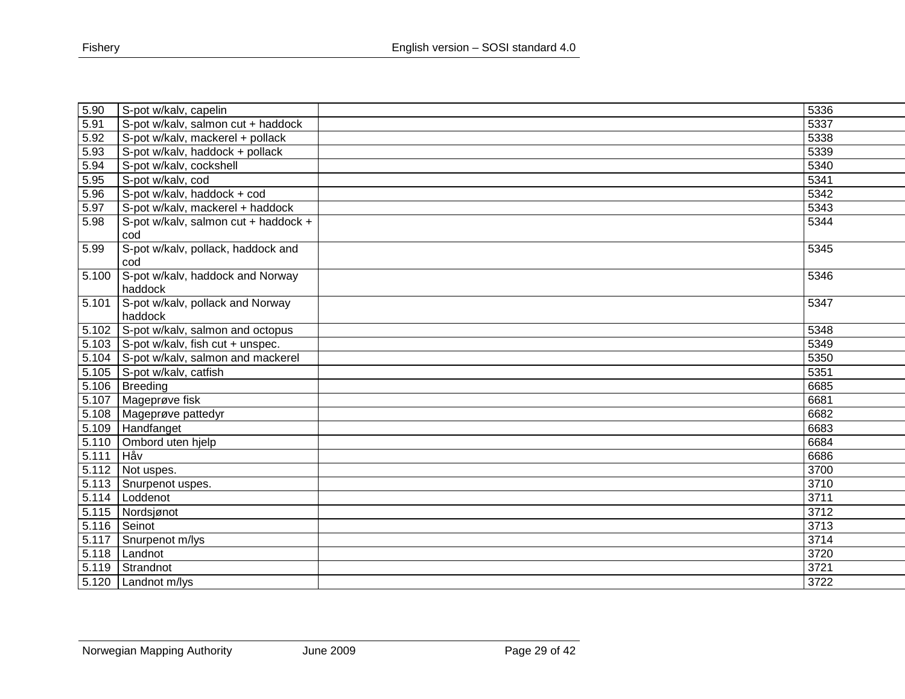| | | | |
|---|---|---|---|
| 5.90 | S-pot w/kalv, capelin | | 5336 |
| 5.91 | S-pot w/kalv, salmon cut + haddock | | 5337 |
| 5.92 | S-pot w/kalv, mackerel + pollack | | 5338 |
| 5.93 | S-pot w/kalv, haddock + pollack | | 5339 |
| 5.94 | S-pot w/kalv, cockshell | | 5340 |
| 5.95 | S-pot w/kalv, cod | | 5341 |
| 5.96 | S-pot w/kalv, haddock + cod | | 5342 |
| 5.97 | S-pot w/kalv, mackerel + haddock | | 5343 |
| 5.98 | S-pot w/kalv, salmon cut + haddock + cod | | 5344 |
| 5.99 | S-pot w/kalv, pollack, haddock and cod | | 5345 |
| 5.100 | S-pot w/kalv, haddock and Norway haddock | | 5346 |
| 5.101 | S-pot w/kalv, pollack and Norway haddock | | 5347 |
| 5.102 | S-pot w/kalv, salmon and octopus | | 5348 |
| 5.103 | S-pot w/kalv, fish cut + unspec. | | 5349 |
| 5.104 | S-pot w/kalv, salmon and mackerel | | 5350 |
| 5.105 | S-pot w/kalv, catfish | | 5351 |
| 5.106 | Breeding | | 6685 |
| 5.107 | Mageprøve fisk | | 6681 |
| 5.108 | Mageprøve pattedyr | | 6682 |
| 5.109 | Handfanget | | 6683 |
| 5.110 | Ombord uten hjelp | | 6684 |
| 5.111 | Håv | | 6686 |
| 5.112 | Not uspes. | | 3700 |
| 5.113 | Snurpenot uspes. | | 3710 |
| 5.114 | Loddenot | | 3711 |
| 5.115 | Nordsjønot | | 3712 |
| 5.116 | Seinot | | 3713 |
| 5.117 | Snurpenot m/lys | | 3714 |
| 5.118 | Landnot | | 3720 |
| 5.119 | Strandnot | | 3721 |
| 5.120 | Landnot m/lys | | 3722 |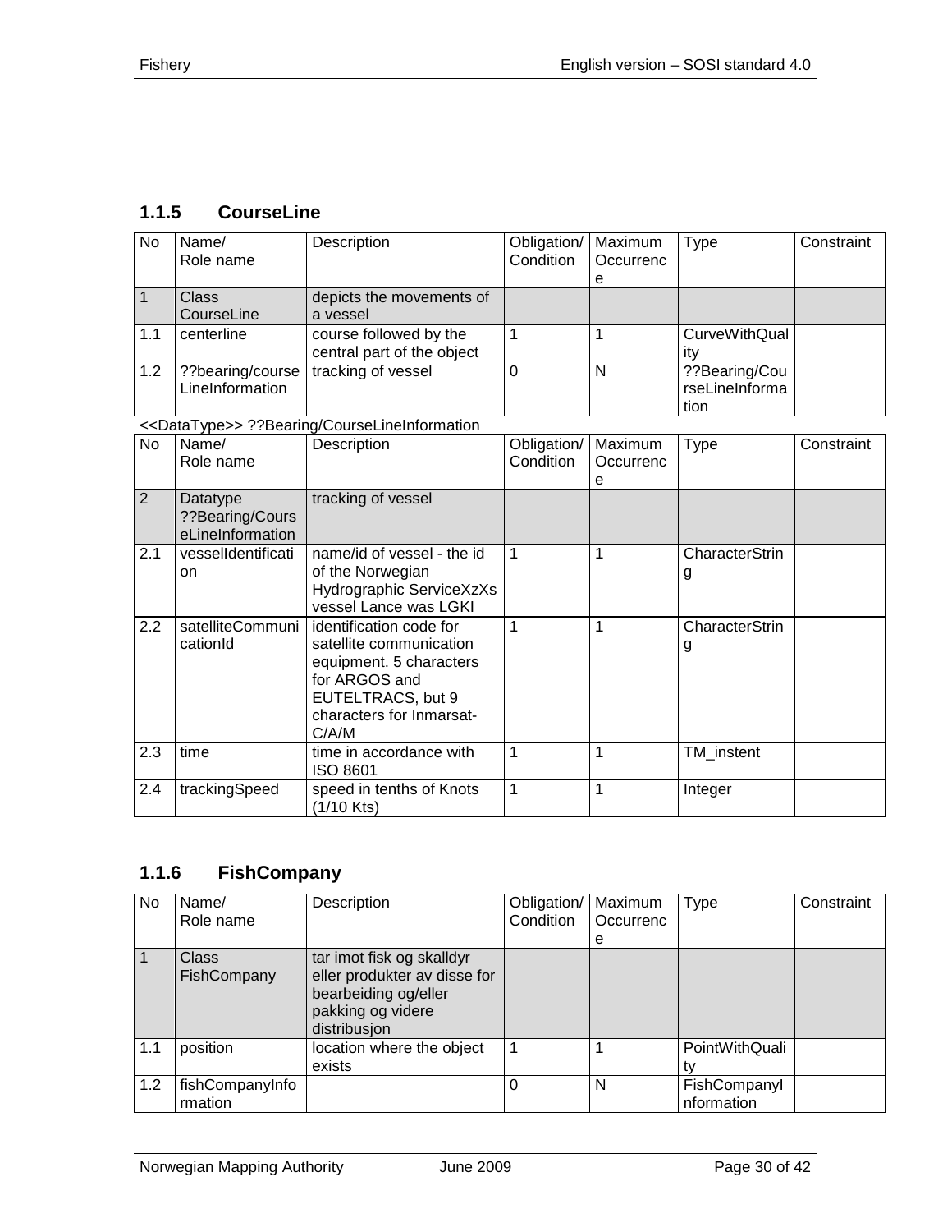### 1.1.5 CourseLine

| No | Name/ Role name | Description | Obligation/ Condition | Maximum Occurrence | Type | Constraint |
|---|---|---|---|---|---|---|
| 1 | Class CourseLine | depicts the movements of a vessel | | | | |
| 1.1 | centerline | course followed by the central part of the object | 1 | 1 | CurveWithQuality | |
| 1.2 | ??bearing/courseLineInformation | tracking of vessel | 0 | N | ??Bearing/CourseLineInformation | |

<<DataType>> ??Bearing/CourseLineInformation

| No | Name/ Role name | Description | Obligation/ Condition | Maximum Occurrence | Type | Constraint |
|---|---|---|---|---|---|---|
| 2 | Datatype ??Bearing/CourseLineInformation | tracking of vessel | | | | |
| 2.1 | vesselIdentification | name/id of vessel - the id of the Norwegian Hydrographic ServiceXzXs vessel Lance was LGKI | 1 | 1 | CharacterString | |
| 2.2 | satelliteCommunicationId | identification code for satellite communication equipment. 5 characters for ARGOS and EUTELTRACS, but 9 characters for Inmarsat-C/A/M | 1 | 1 | CharacterString | |
| 2.3 | time | time in accordance with ISO 8601 | 1 | 1 | TM_instent | |
| 2.4 | trackingSpeed | speed in tenths of Knots (1/10 Kts) | 1 | 1 | Integer | |

### 1.1.6 FishCompany

| No | Name/ Role name | Description | Obligation/ Condition | Maximum Occurrence | Type | Constraint |
|---|---|---|---|---|---|---|
| 1 | Class FishCompany | tar imot fisk og skalldyr eller produkter av disse for bearbeiding og/eller pakking og videre distribusjon | | | | |
| 1.1 | position | location where the object exists | 1 | 1 | PointWithQuality | |
| 1.2 | fishCompanyInformation | | 0 | N | FishCompanyInformation | |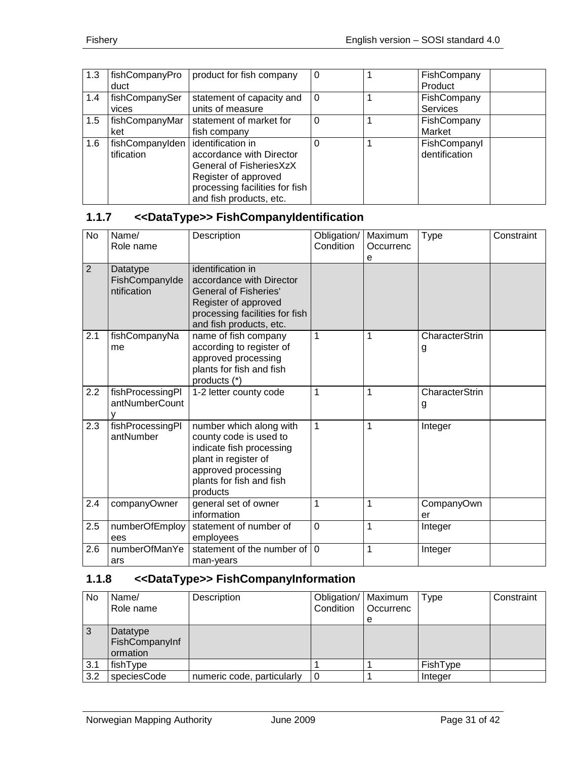| 1.3 | fishCompanyProduct | product for fish company | 0 | 1 | FishCompany Product | |
|---|---|---|---|---|---|---|
| 1.4 | fishCompanyServices | statement of capacity and units of measure | 0 | 1 | FishCompany Services | |
| 1.5 | fishCompanyMarket | statement of market for fish company | 0 | 1 | FishCompany Market | |
| 1.6 | fishCompanyIdentification | identification in accordance with Director General of FisheriesXzX Register of approved processing facilities for fish and fish products, etc. | 0 | 1 | FishCompanyIdentification | |

### 1.1.7 <<DataType>> FishCompanyIdentification

| No | Name/ Role name | Description | Obligation/ Condition | Maximum Occurrence | Type | Constraint |
|---|---|---|---|---|---|---|
| 2 | Datatype FishCompanyIdentification | identification in accordance with Director General of Fisheries' Register of approved processing facilities for fish and fish products, etc. | | | | |
| 2.1 | fishCompanyName | name of fish company according to register of approved processing plants for fish and fish products (*) | 1 | 1 | CharacterString | |
| 2.2 | fishProcessingPlantNumberCounty | 1-2 letter county code | 1 | 1 | CharacterString | |
| 2.3 | fishProcessingPlantNumber | number which along with county code is used to indicate fish processing plant in register of approved processing plants for fish and fish products | 1 | 1 | Integer | |
| 2.4 | companyOwner | general set of owner information | 1 | 1 | CompanyOwner | |
| 2.5 | numberOfEmployees | statement of number of employees | 0 | 1 | Integer | |
| 2.6 | numberOfManYears | statement of the number of man-years | 0 | 1 | Integer | |

### 1.1.8 <<DataType>> FishCompanyInformation

| No | Name/ Role name | Description | Obligation/ Condition | Maximum Occurrence | Type | Constraint |
|---|---|---|---|---|---|---|
| 3 | Datatype FishCompanyInformation | | | | | |
| 3.1 | fishType | | 1 | 1 | FishType | |
| 3.2 | speciesCode | numeric code, particularly | 0 | 1 | Integer | |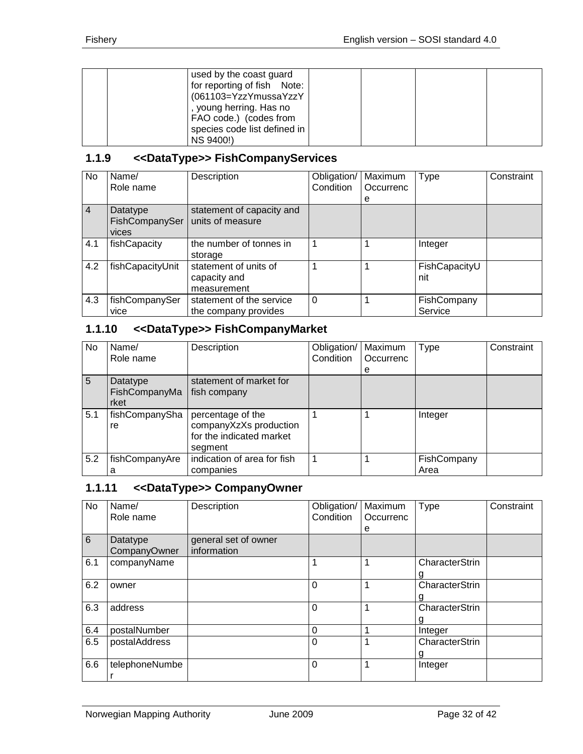| | | used by the coast guard for reporting of fish Note: (061103=YzzYmussaYzzY, young herring. Has no FAO code.) (codes from species code list defined in NS 9400!) | | | | |
|---|---|---|---|---|---|---|

### 1.1.9 <<DataType>> FishCompanyServices

| No | Name/ Role name | Description | Obligation/ Condition | Maximum Occurrence | Type | Constraint |
|---|---|---|---|---|---|---|
| 4 | Datatype FishCompanyServices | statement of capacity and units of measure | | | | |
| 4.1 | fishCapacity | the number of tonnes in storage | 1 | 1 | Integer | |
| 4.2 | fishCapacityUnit | statement of units of capacity and measurement | 1 | 1 | FishCapacityUnit | |
| 4.3 | fishCompanyService | statement of the service the company provides | 0 | 1 | FishCompany Service | |

### 1.1.10 <<DataType>> FishCompanyMarket

| No | Name/ Role name | Description | Obligation/ Condition | Maximum Occurrence | Type | Constraint |
|---|---|---|---|---|---|---|
| 5 | Datatype FishCompanyMarket | statement of market for fish company | | | | |
| 5.1 | fishCompanyShare | percentage of the companyXzXs production for the indicated market segment | 1 | 1 | Integer | |
| 5.2 | fishCompanyArea | indication of area for fish companies | 1 | 1 | FishCompany Area | |

### 1.1.11 <<DataType>> CompanyOwner

| No | Name/ Role name | Description | Obligation/ Condition | Maximum Occurrence | Type | Constraint |
|---|---|---|---|---|---|---|
| 6 | Datatype CompanyOwner | general set of owner information | | | | |
| 6.1 | companyName | | 1 | 1 | CharacterString | |
| 6.2 | owner | | 0 | 1 | CharacterString | |
| 6.3 | address | | 0 | 1 | CharacterString | |
| 6.4 | postalNumber | | 0 | 1 | Integer | |
| 6.5 | postalAddress | | 0 | 1 | CharacterString | |
| 6.6 | telephoneNumber | | 0 | 1 | Integer | |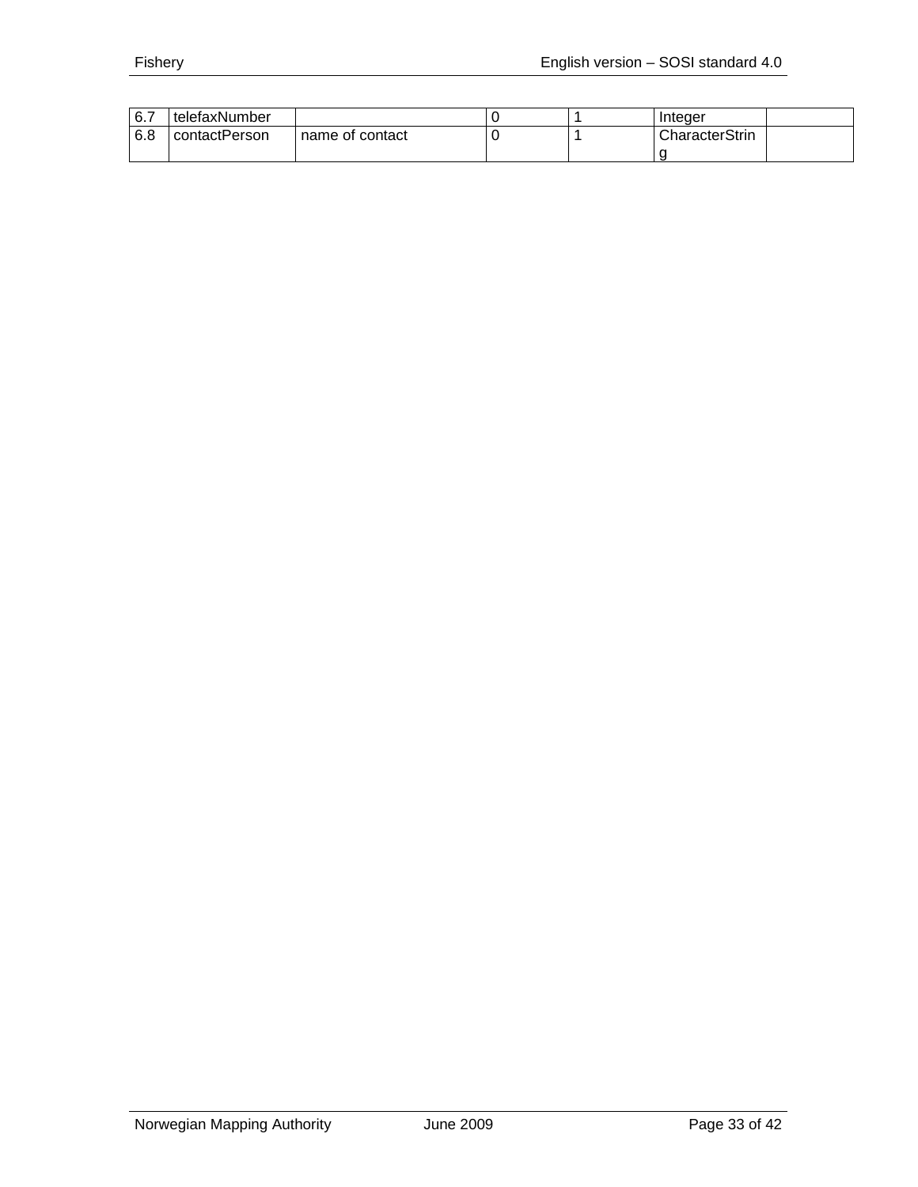| | | | | | | |
|---|---|---|---|---|---|---|
| 6.7 | telefaxNumber | | 0 | 1 | Integer | |
| 6.8 | contactPerson | name of contact | 0 | 1 | CharacterString | |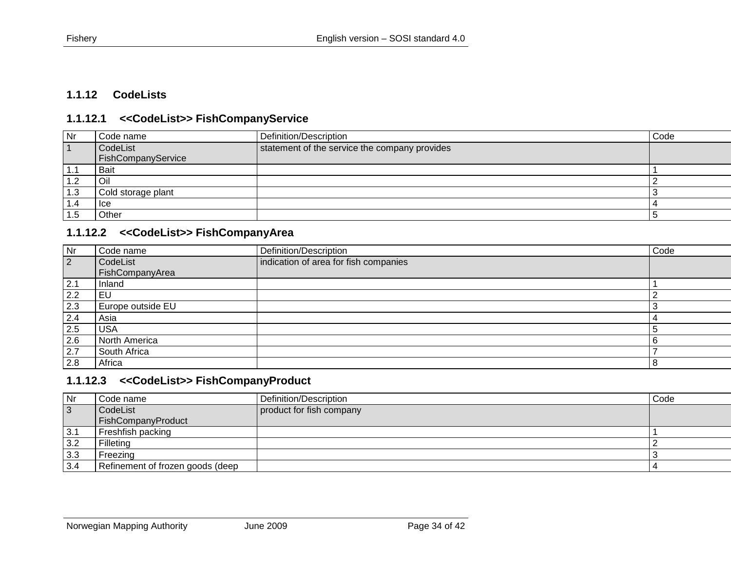### 1.1.12 CodeLists

#### 1.1.12.1 <<CodeList>> FishCompanyService

| Nr | Code name | Definition/Description | Code |
|---|---|---|---|
| 1 | CodeList FishCompanyService | statement of the service the company provides | |
| 1.1 | Bait | | 1 |
| 1.2 | Oil | | 2 |
| 1.3 | Cold storage plant | | 3 |
| 1.4 | Ice | | 4 |
| 1.5 | Other | | 5 |

#### 1.1.12.2 <<CodeList>> FishCompanyArea

| Nr | Code name | Definition/Description | Code |
|---|---|---|---|
| 2 | CodeList FishCompanyArea | indication of area for fish companies | |
| 2.1 | Inland | | 1 |
| 2.2 | EU | | 2 |
| 2.3 | Europe outside EU | | 3 |
| 2.4 | Asia | | 4 |
| 2.5 | USA | | 5 |
| 2.6 | North America | | 6 |
| 2.7 | South Africa | | 7 |
| 2.8 | Africa | | 8 |

#### 1.1.12.3 <<CodeList>> FishCompanyProduct

| Nr | Code name | Definition/Description | Code |
|---|---|---|---|
| 3 | CodeList FishCompanyProduct | product for fish company | |
| 3.1 | Freshfish packing | | 1 |
| 3.2 | Filleting | | 2 |
| 3.3 | Freezing | | 3 |
| 3.4 | Refinement of frozen goods (deep | | 4 |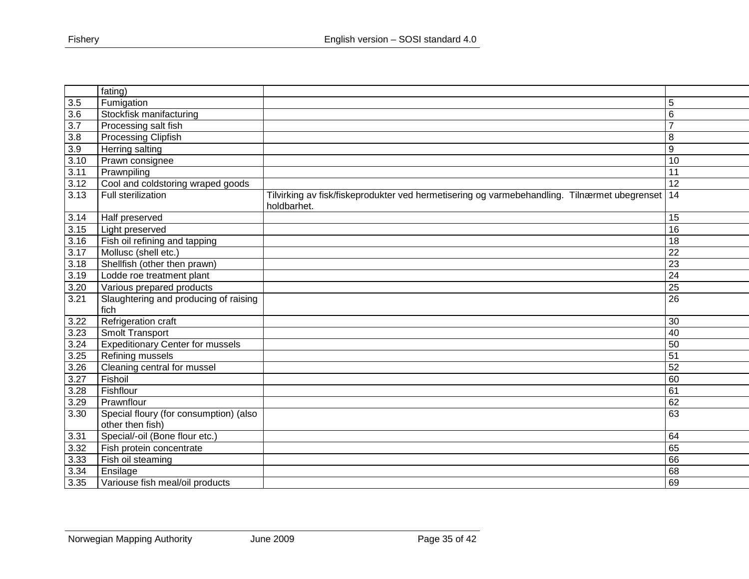| | | | |
|---|---|---|---|
| | fating) | | |
| 3.5 | Fumigation | | 5 |
| 3.6 | Stockfisk manifacturing | | 6 |
| 3.7 | Processing salt fish | | 7 |
| 3.8 | Processing Clipfish | | 8 |
| 3.9 | Herring salting | | 9 |
| 3.10 | Prawn consignee | | 10 |
| 3.11 | Prawnpiling | | 11 |
| 3.12 | Cool and coldstoring wraped goods | | 12 |
| 3.13 | Full sterilization | Tilvirking av fisk/fiskeprodukter ved hermetisering og varmebehandling. Tilnærmet ubegrenset holdbarhet. | 14 |
| 3.14 | Half preserved | | 15 |
| 3.15 | Light preserved | | 16 |
| 3.16 | Fish oil refining and tapping | | 18 |
| 3.17 | Mollusc (shell etc.) | | 22 |
| 3.18 | Shellfish (other then prawn) | | 23 |
| 3.19 | Lodde roe treatment plant | | 24 |
| 3.20 | Various prepared products | | 25 |
| 3.21 | Slaughtering and producing of raising fich | | 26 |
| 3.22 | Refrigeration craft | | 30 |
| 3.23 | Smolt Transport | | 40 |
| 3.24 | Expeditionary Center for mussels | | 50 |
| 3.25 | Refining mussels | | 51 |
| 3.26 | Cleaning central for mussel | | 52 |
| 3.27 | Fishoil | | 60 |
| 3.28 | Fishflour | | 61 |
| 3.29 | Prawnflour | | 62 |
| 3.30 | Special floury (for consumption) (also other then fish) | | 63 |
| 3.31 | Special/-oil (Bone flour etc.) | | 64 |
| 3.32 | Fish protein concentrate | | 65 |
| 3.33 | Fish oil steaming | | 66 |
| 3.34 | Ensilage | | 68 |
| 3.35 | Variouse fish meal/oil products | | 69 |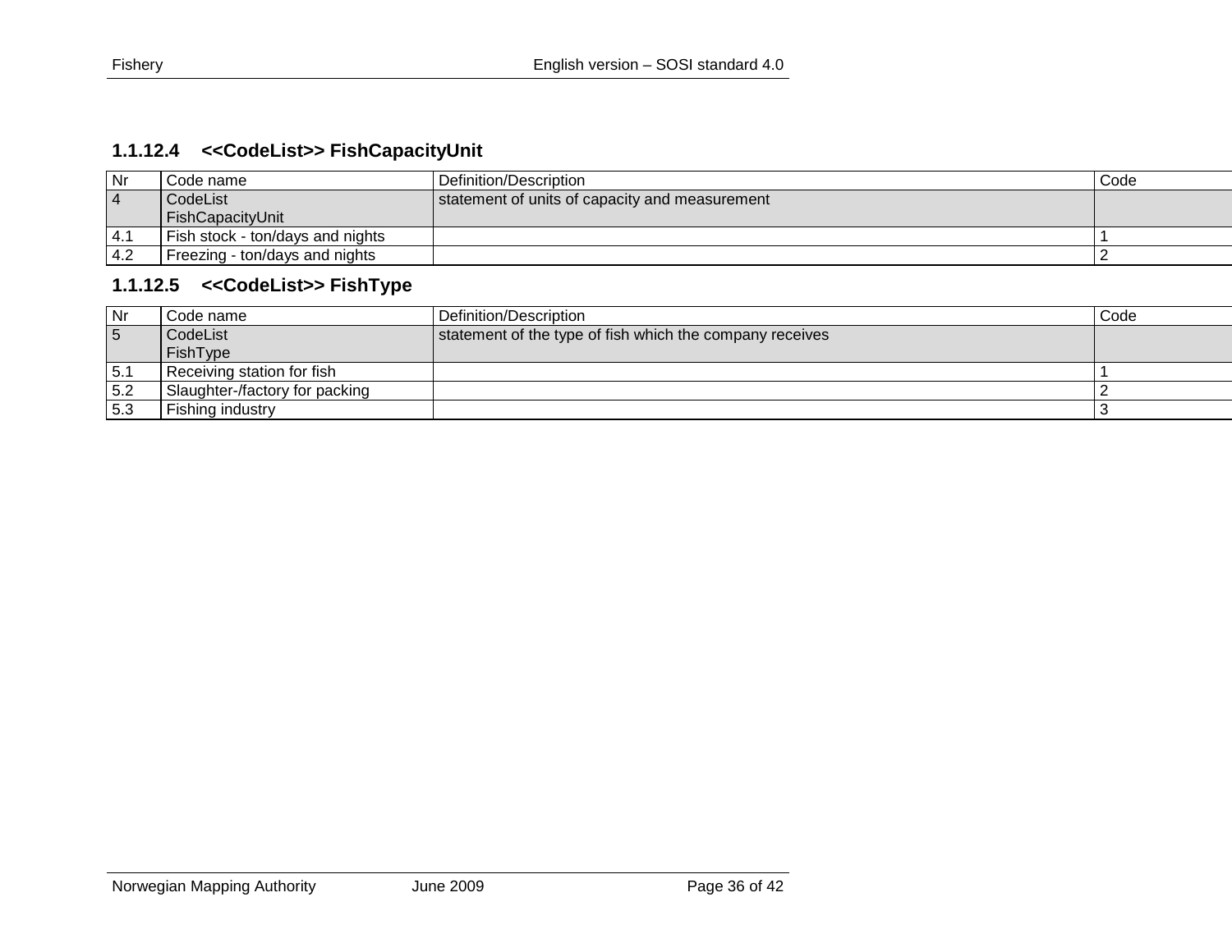### 1.1.12.4 <<CodeList>> FishCapacityUnit

| Nr | Code name | Definition/Description | Code |
|---|---|---|---|
| 4 | CodeList FishCapacityUnit | statement of units of capacity and measurement | |
| 4.1 | Fish stock - ton/days and nights | | 1 |
| 4.2 | Freezing - ton/days and nights | | 2 |

### 1.1.12.5 <<CodeList>> FishType

| Nr | Code name | Definition/Description | Code |
|---|---|---|---|
| 5 | CodeList FishType | statement of the type of fish which the company receives | |
| 5.1 | Receiving station for fish | | 1 |
| 5.2 | Slaughter-/factory for packing | | 2 |
| 5.3 | Fishing industry | | 3 |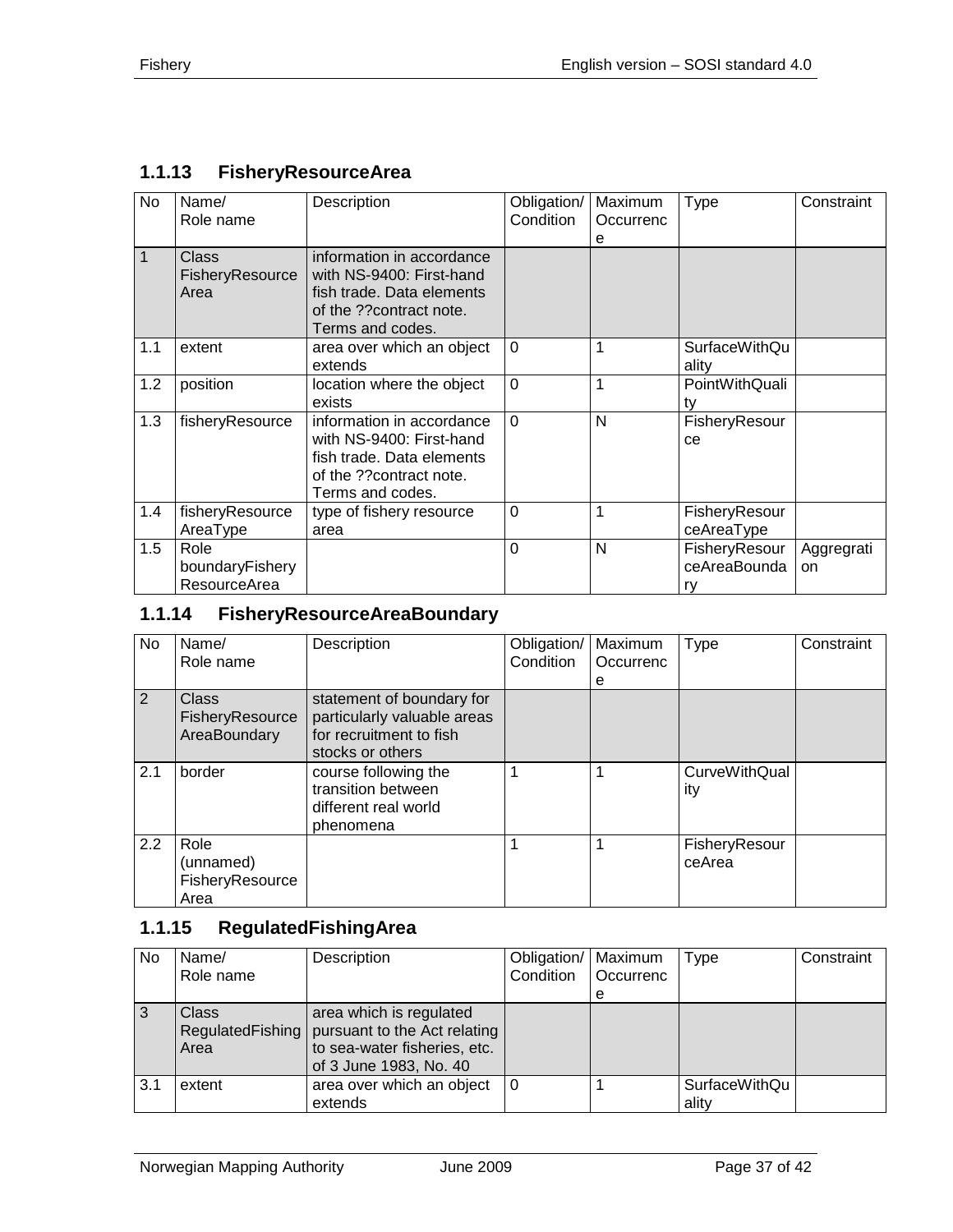### 1.1.13 FisheryResourceArea

| No | Name/ Role name | Description | Obligation/ Condition | Maximum Occurrence | Type | Constraint |
|---|---|---|---|---|---|---|
| 1 | Class FisheryResourceArea | information in accordance with NS-9400: First-hand fish trade. Data elements of the ??contract note. Terms and codes. | | | | |
| 1.1 | extent | area over which an object extends | 0 | 1 | SurfaceWithQuality | |
| 1.2 | position | location where the object exists | 0 | 1 | PointWithQuality | |
| 1.3 | fisheryResource | information in accordance with NS-9400: First-hand fish trade. Data elements of the ??contract note. Terms and codes. | 0 | N | FisheryResource | |
| 1.4 | fisheryResourceAreaType | type of fishery resource area | 0 | 1 | FisheryResourceAreaType | |
| 1.5 | Role boundaryFisheryResourceArea | | 0 | N | FisheryResourceAreaBoundary | Aggregation |

### 1.1.14 FisheryResourceAreaBoundary

| No | Name/ Role name | Description | Obligation/ Condition | Maximum Occurrence | Type | Constraint |
|---|---|---|---|---|---|---|
| 2 | Class FisheryResourceAreaBoundary | statement of boundary for particularly valuable areas for recruitment to fish stocks or others | | | | |
| 2.1 | border | course following the transition between different real world phenomena | 1 | 1 | CurveWithQuality | |
| 2.2 | Role (unnamed) FisheryResourceArea | | 1 | 1 | FisheryResourceArea | |

### 1.1.15 RegulatedFishingArea

| No | Name/ Role name | Description | Obligation/ Condition | Maximum Occurrence | Type | Constraint |
|---|---|---|---|---|---|---|
| 3 | Class RegulatedFishingArea | area which is regulated pursuant to the Act relating to sea-water fisheries, etc. of 3 June 1983, No. 40 | | | | |
| 3.1 | extent | area over which an object extends | 0 | 1 | SurfaceWithQuality | |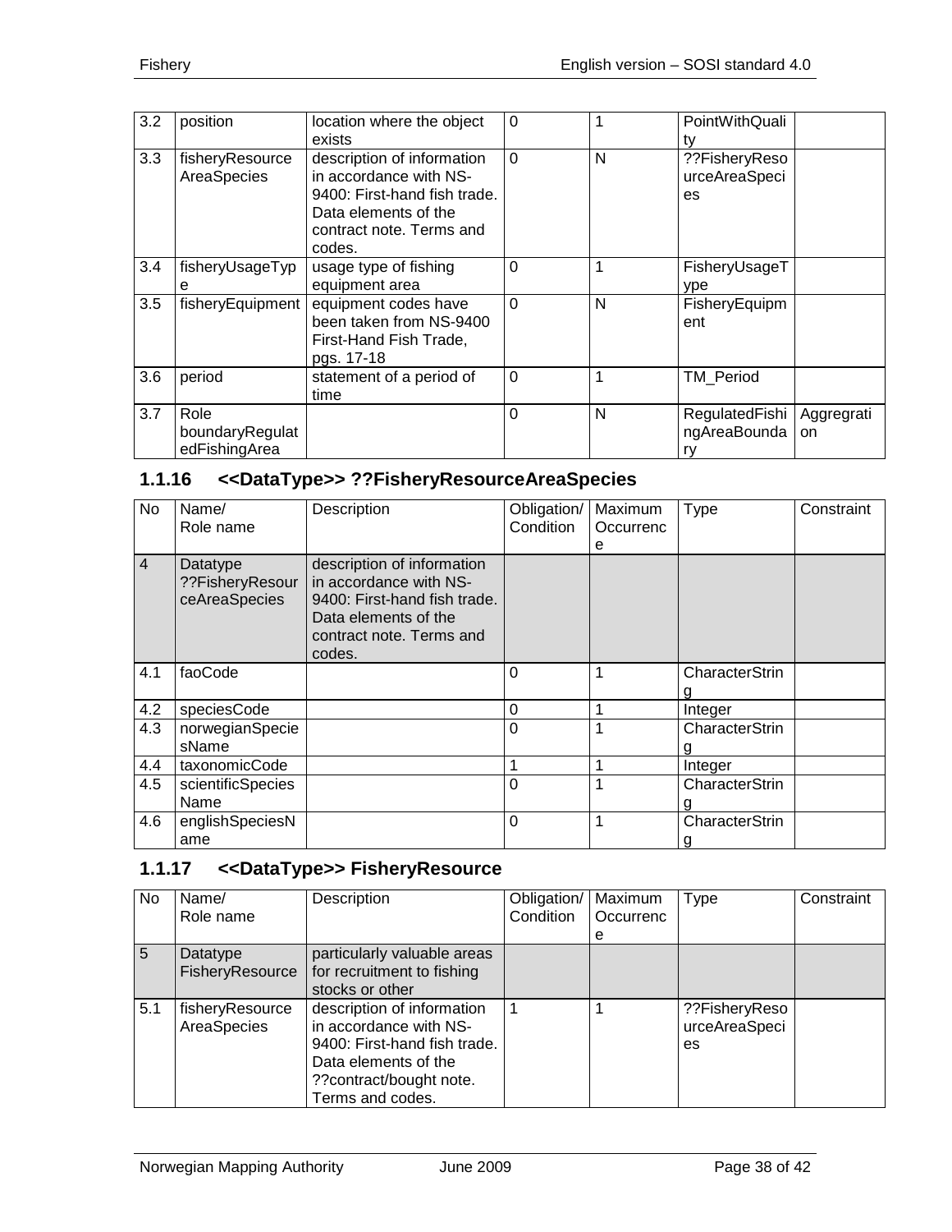| 3.2 | position | location where the object exists | 0 | 1 | PointWithQuality | |
|---|---|---|---|---|---|---|
| 3.3 | fisheryResourceAreaSpecies | description of information in accordance with NS-9400: First-hand fish trade. Data elements of the contract note. Terms and codes. | 0 | N | ??FisheryResourceAreaSpecies | |
| 3.4 | fisheryUsageType | usage type of fishing equipment area | 0 | 1 | FisheryUsageType | |
| 3.5 | fisheryEquipment | equipment codes have been taken from NS-9400 First-Hand Fish Trade, pgs. 17-18 | 0 | N | FisheryEquipment | |
| 3.6 | period | statement of a period of time | 0 | 1 | TM_Period | |
| 3.7 | Role boundaryRegulatedFishingArea | | 0 | N | RegulatedFishingAreaBoundary | Aggregration |

### 1.1.16 <<DataType>> ??FisheryResourceAreaSpecies

| No | Name/ Role name | Description | Obligation/ Condition | Maximum Occurrence | Type | Constraint |
|---|---|---|---|---|---|---|
| 4 | Datatype ??FisheryResourceAreaSpecies | description of information in accordance with NS-9400: First-hand fish trade. Data elements of the contract note. Terms and codes. | | | | |
| 4.1 | faoCode | | 0 | 1 | CharacterString | |
| 4.2 | speciesCode | | 0 | 1 | Integer | |
| 4.3 | norwegianSpeciesName | | 0 | 1 | CharacterString | |
| 4.4 | taxonomicCode | | 1 | 1 | Integer | |
| 4.5 | scientificSpeciesName | | 0 | 1 | CharacterString | |
| 4.6 | englishSpeciesName | | 0 | 1 | CharacterString | |

### 1.1.17 <<DataType>> FisheryResource

| No | Name/ Role name | Description | Obligation/ Condition | Maximum Occurrence | Type | Constraint |
|---|---|---|---|---|---|---|
| 5 | Datatype FisheryResource | particularly valuable areas for recruitment to fishing stocks or other | | | | |
| 5.1 | fisheryResourceAreaSpecies | description of information in accordance with NS-9400: First-hand fish trade. Data elements of the ??contract/bought note. Terms and codes. | 1 | 1 | ??FisheryResourceAreaSpecies | |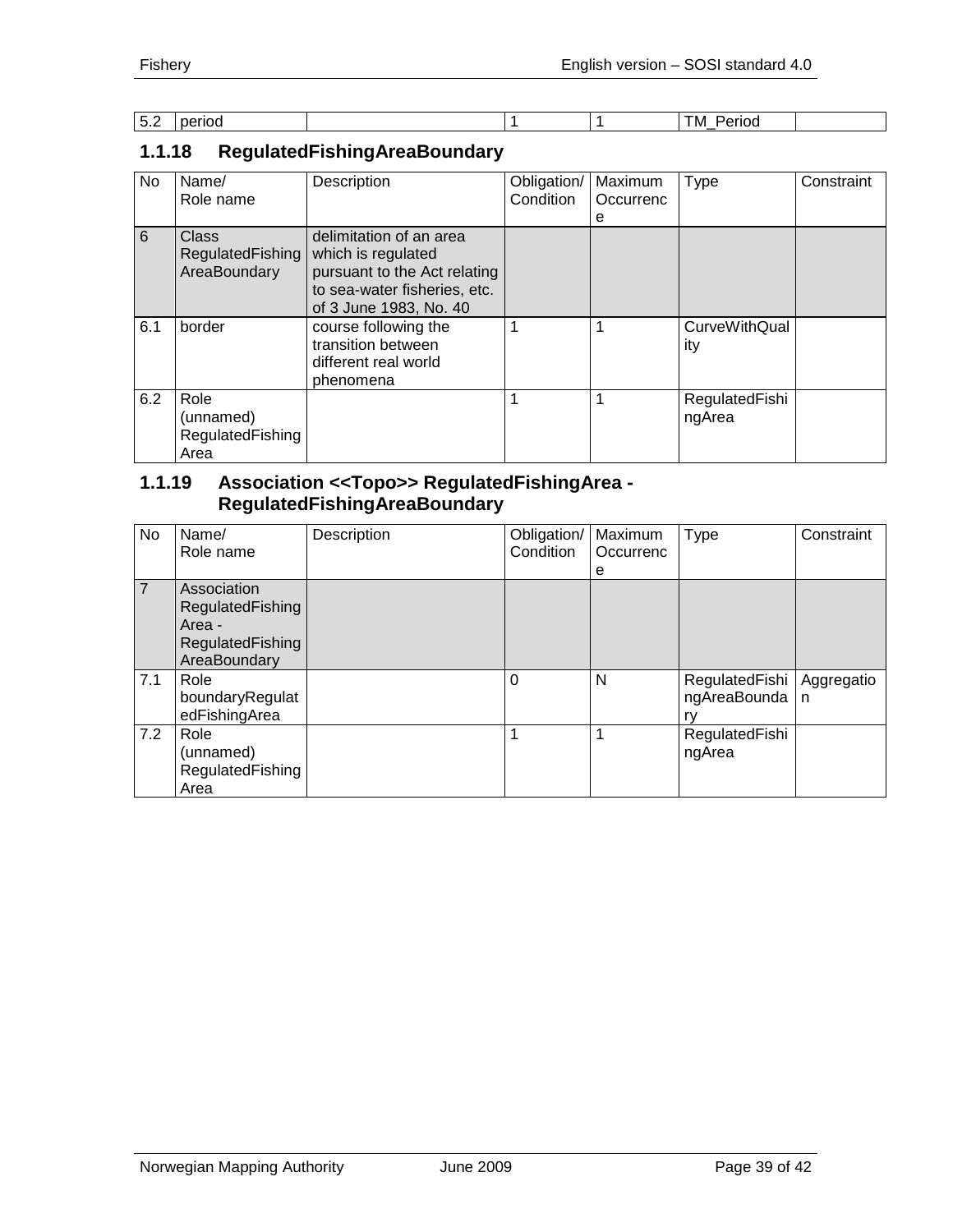| 5.2 | period | | 1 | 1 | TM_Period | |
|---|---|---|---|---|---|---|

### 1.1.18 RegulatedFishingAreaBoundary

| No | Name/ Role name | Description | Obligation/ Condition | Maximum Occurrence | Type | Constraint |
|---|---|---|---|---|---|---|
| 6 | Class RegulatedFishingAreaBoundary | delimitation of an area which is regulated pursuant to the Act relating to sea-water fisheries, etc. of 3 June 1983, No. 40 | | | | |
| 6.1 | border | course following the transition between different real world phenomena | 1 | 1 | CurveWithQuality | |
| 6.2 | Role (unnamed) RegulatedFishingArea | | 1 | 1 | RegulatedFishingArea | |

### 1.1.19 Association <<Topo>> RegulatedFishingArea - RegulatedFishingAreaBoundary

| No | Name/ Role name | Description | Obligation/ Condition | Maximum Occurrence | Type | Constraint |
|---|---|---|---|---|---|---|
| 7 | Association RegulatedFishingArea - RegulatedFishingAreaBoundary | | | | | |
| 7.1 | Role boundaryRegulatedFishingArea | | 0 | N | RegulatedFishingAreaBoundary | Aggregation |
| 7.2 | Role (unnamed) RegulatedFishingArea | | 1 | 1 | RegulatedFishingArea | |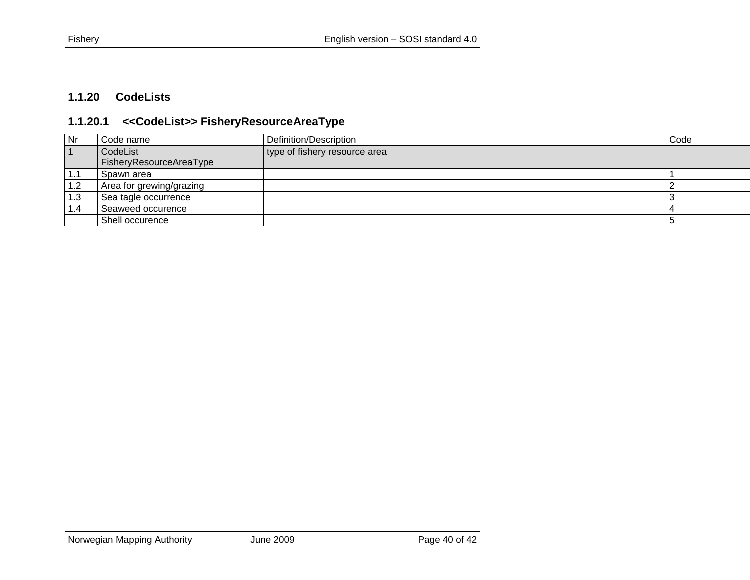### 1.1.20 CodeLists

#### 1.1.20.1 <<CodeList>> FisheryResourceAreaType

| Nr | Code name | Definition/Description | Code |
|---|---|---|---|
| 1 | CodeList FisheryResourceAreaType | type of fishery resource area | |
| 1.1 | Spawn area | | 1 |
| 1.2 | Area for grewing/grazing | | 2 |
| 1.3 | Sea tagle occurrence | | 3 |
| 1.4 | Seaweed occurence | | 4 |
| | Shell occurence | | 5 |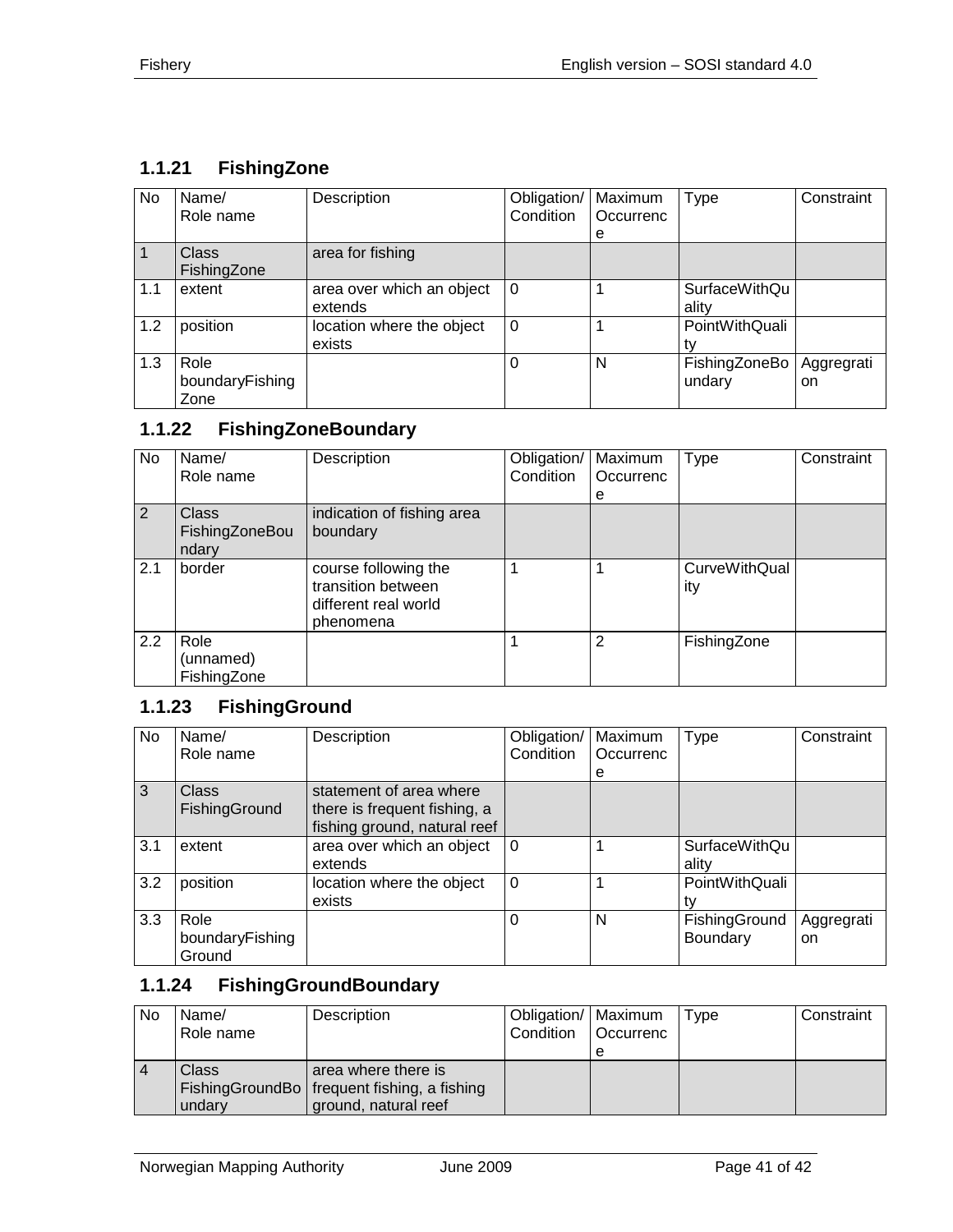### 1.1.21 FishingZone

| No | Name/<br>Role name | Description | Obligation/<br>Condition | Maximum Occurrence | Type | Constraint |
|---|---|---|---|---|---|---|
| 1 | Class FishingZone | area for fishing | | | | |
| 1.1 | extent | area over which an object extends | 0 | 1 | SurfaceWithQuality | |
| 1.2 | position | location where the object exists | 0 | 1 | PointWithQuality | |
| 1.3 | Role boundaryFishingZone | | 0 | N | FishingZoneBoundary | Aggregration |

### 1.1.22 FishingZoneBoundary

| No | Name/<br>Role name | Description | Obligation/<br>Condition | Maximum Occurrence | Type | Constraint |
|---|---|---|---|---|---|---|
| 2 | Class FishingZoneBoundary | indication of fishing area boundary | | | | |
| 2.1 | border | course following the transition between different real world phenomena | 1 | 1 | CurveWithQuality | |
| 2.2 | Role (unnamed) FishingZone | | 1 | 2 | FishingZone | |

### 1.1.23 FishingGround

| No | Name/<br>Role name | Description | Obligation/<br>Condition | Maximum Occurrence | Type | Constraint |
|---|---|---|---|---|---|---|
| 3 | Class FishingGround | statement of area where there is frequent fishing, a fishing ground, natural reef | | | | |
| 3.1 | extent | area over which an object extends | 0 | 1 | SurfaceWithQuality | |
| 3.2 | position | location where the object exists | 0 | 1 | PointWithQuality | |
| 3.3 | Role boundaryFishingGround | | 0 | N | FishingGroundBoundary | Aggregration |

### 1.1.24 FishingGroundBoundary

| No | Name/<br>Role name | Description | Obligation/<br>Condition | Maximum Occurrence | Type | Constraint |
|---|---|---|---|---|---|---|
| 4 | Class FishingGroundBoundary | area where there is frequent fishing, a fishing ground, natural reef | | | | |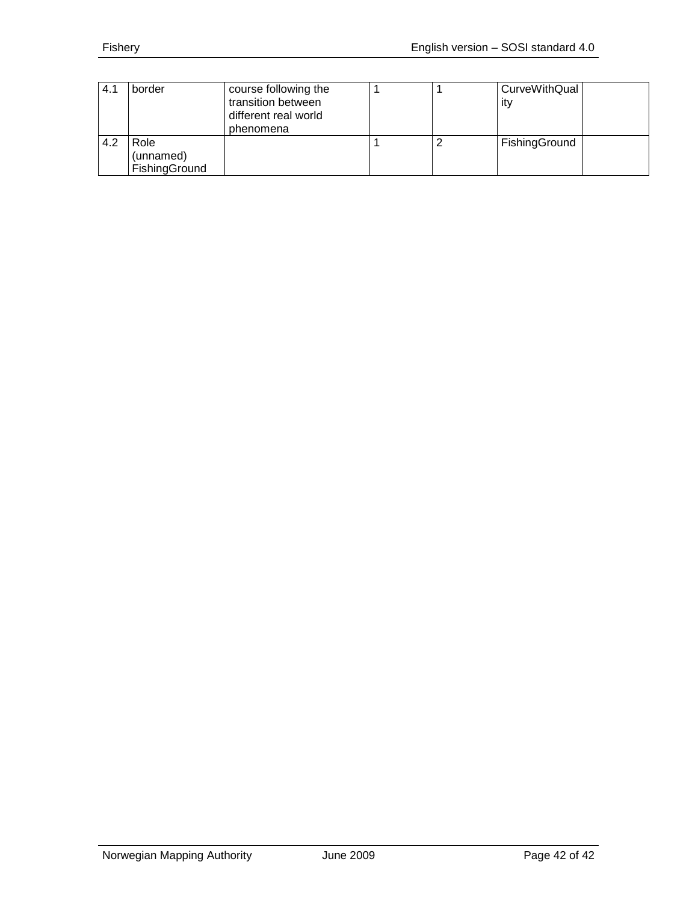| | | | | | | |
|---|---|---|---|---|---|---|
| 4.1 | border | course following the transition between different real world phenomena | 1 | 1 | CurveWithQuality | |
| 4.2 | Role (unnamed) FishingGround | | 1 | 2 | FishingGround | |